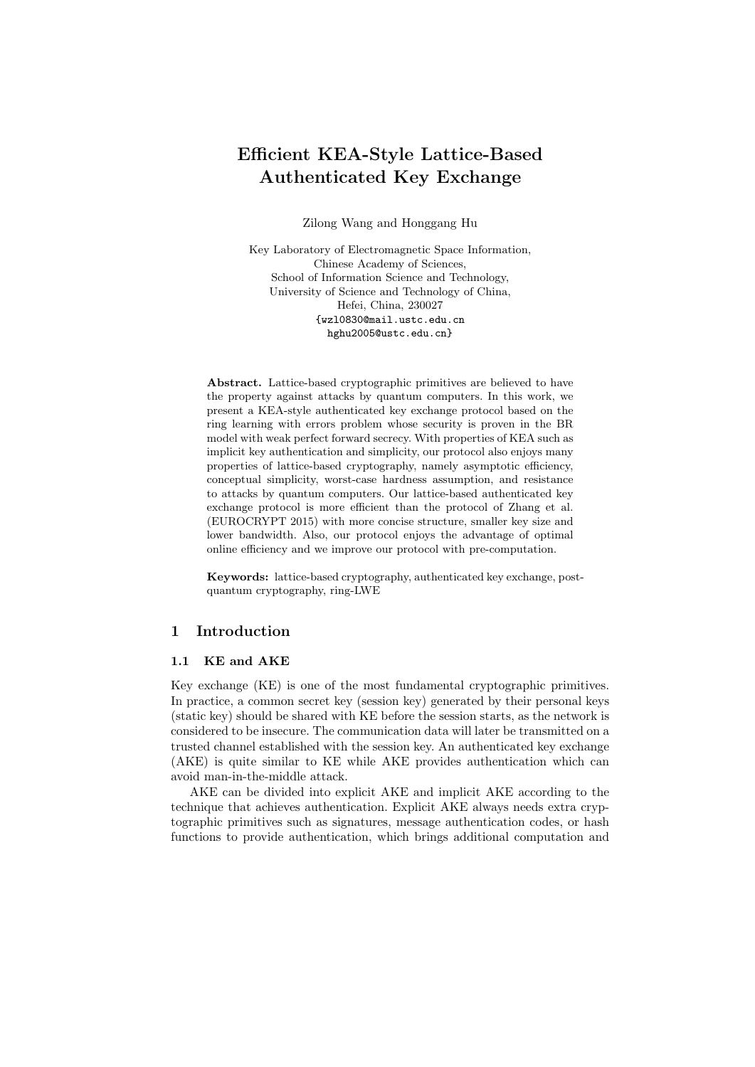# Efficient KEA-Style Lattice-Based Authenticated Key Exchange

Zilong Wang and Honggang Hu

Key Laboratory of Electromagnetic Space Information,
Chinese Academy of Sciences,
School of Information Science and Technology,
University of Science and Technology of China,
Hefei, China, 230027
{wzl0830@mail.ustc.edu.cn
hghu2005@ustc.edu.cn}

**Abstract.** Lattice-based cryptographic primitives are believed to have the property against attacks by quantum computers. In this work, we present a KEA-style authenticated key exchange protocol based on the ring learning with errors problem whose security is proven in the BR model with weak perfect forward secrecy. With properties of KEA such as implicit key authentication and simplicity, our protocol also enjoys many properties of lattice-based cryptography, namely asymptotic efficiency, conceptual simplicity, worst-case hardness assumption, and resistance to attacks by quantum computers. Our lattice-based authenticated key exchange protocol is more efficient than the protocol of Zhang et al. (EUROCRYPT 2015) with more concise structure, smaller key size and lower bandwidth. Also, our protocol enjoys the advantage of optimal online efficiency and we improve our protocol with pre-computation.

**Keywords:** lattice-based cryptography, authenticated key exchange, post-quantum cryptography, ring-LWE

## 1 Introduction

### 1.1 KE and AKE

Key exchange (KE) is one of the most fundamental cryptographic primitives. In practice, a common secret key (session key) generated by their personal keys (static key) should be shared with KE before the session starts, as the network is considered to be insecure. The communication data will later be transmitted on a trusted channel established with the session key. An authenticated key exchange (AKE) is quite similar to KE while AKE provides authentication which can avoid man-in-the-middle attack.

AKE can be divided into explicit AKE and implicit AKE according to the technique that achieves authentication. Explicit AKE always needs extra cryptographic primitives such as signatures, message authentication codes, or hash functions to provide authentication, which brings additional computation and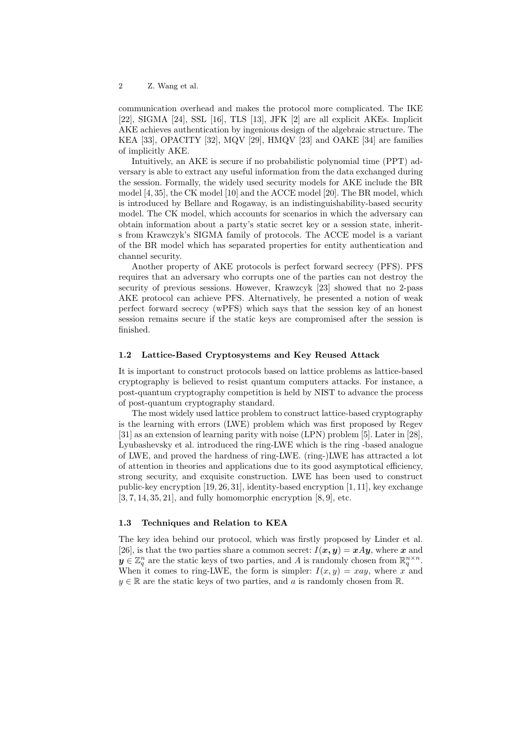communication overhead and makes the protocol more complicated. The IKE [22], SIGMA [24], SSL [16], TLS [13], JFK [2] are all explicit AKEs. Implicit AKE achieves authentication by ingenious design of the algebraic structure. The KEA [33], OPACITY [32], MQV [29], HMQV [23] and OAKE [34] are families of implicitly AKE.

Intuitively, an AKE is secure if no probabilistic polynomial time (PPT) adversary is able to extract any useful information from the data exchanged during the session. Formally, the widely used security models for AKE include the BR model [4, 35], the CK model [10] and the ACCE model [20]. The BR model, which is introduced by Bellare and Rogaway, is an indistinguishability-based security model. The CK model, which accounts for scenarios in which the adversary can obtain information about a party's static secret key or a session state, inherits from Krawczyk's SIGMA family of protocols. The ACCE model is a variant of the BR model which has separated properties for entity authentication and channel security.

Another property of AKE protocols is perfect forward secrecy (PFS). PFS requires that an adversary who corrupts one of the parties can not destroy the security of previous sessions. However, Krawzcyk [23] showed that no 2-pass AKE protocol can achieve PFS. Alternatively, he presented a notion of weak perfect forward secrecy (wPFS) which says that the session key of an honest session remains secure if the static keys are compromised after the session is finished.

### 1.2 Lattice-Based Cryptosystems and Key Reused Attack

It is important to construct protocols based on lattice problems as lattice-based cryptography is believed to resist quantum computers attacks. For instance, a post-quantum cryptography competition is held by NIST to advance the process of post-quantum cryptography standard.

The most widely used lattice problem to construct lattice-based cryptography is the learning with errors (LWE) problem which was first proposed by Regev [31] as an extension of learning parity with noise (LPN) problem [5]. Later in [28], Lyubashevsky et al. introduced the ring-LWE which is the ring -based analogue of LWE, and proved the hardness of ring-LWE. (ring-)LWE has attracted a lot of attention in theories and applications due to its good asymptotical efficiency, strong security, and exquisite construction. LWE has been used to construct public-key encryption [19, 26, 31], identity-based encryption [1, 11], key exchange [3, 7, 14, 35, 21], and fully homomorphic encryption [8, 9], etc.

### 1.3 Techniques and Relation to KEA

The key idea behind our protocol, which was firstly proposed by Linder et al. [26], is that the two parties share a common secret: $I(\boldsymbol{x}, \boldsymbol{y}) = \boldsymbol{x}A\boldsymbol{y}$, where $\boldsymbol{x}$ and $\boldsymbol{y} \in \mathbb{Z}_q^n$ are the static keys of two parties, and $A$ is randomly chosen from $\mathbb{R}_q^{n\times n}$. When it comes to ring-LWE, the form is simpler: $I(x, y) = xay$, where $x$ and $y \in \mathbb{R}$ are the static keys of two parties, and $a$ is randomly chosen from $\mathbb{R}$.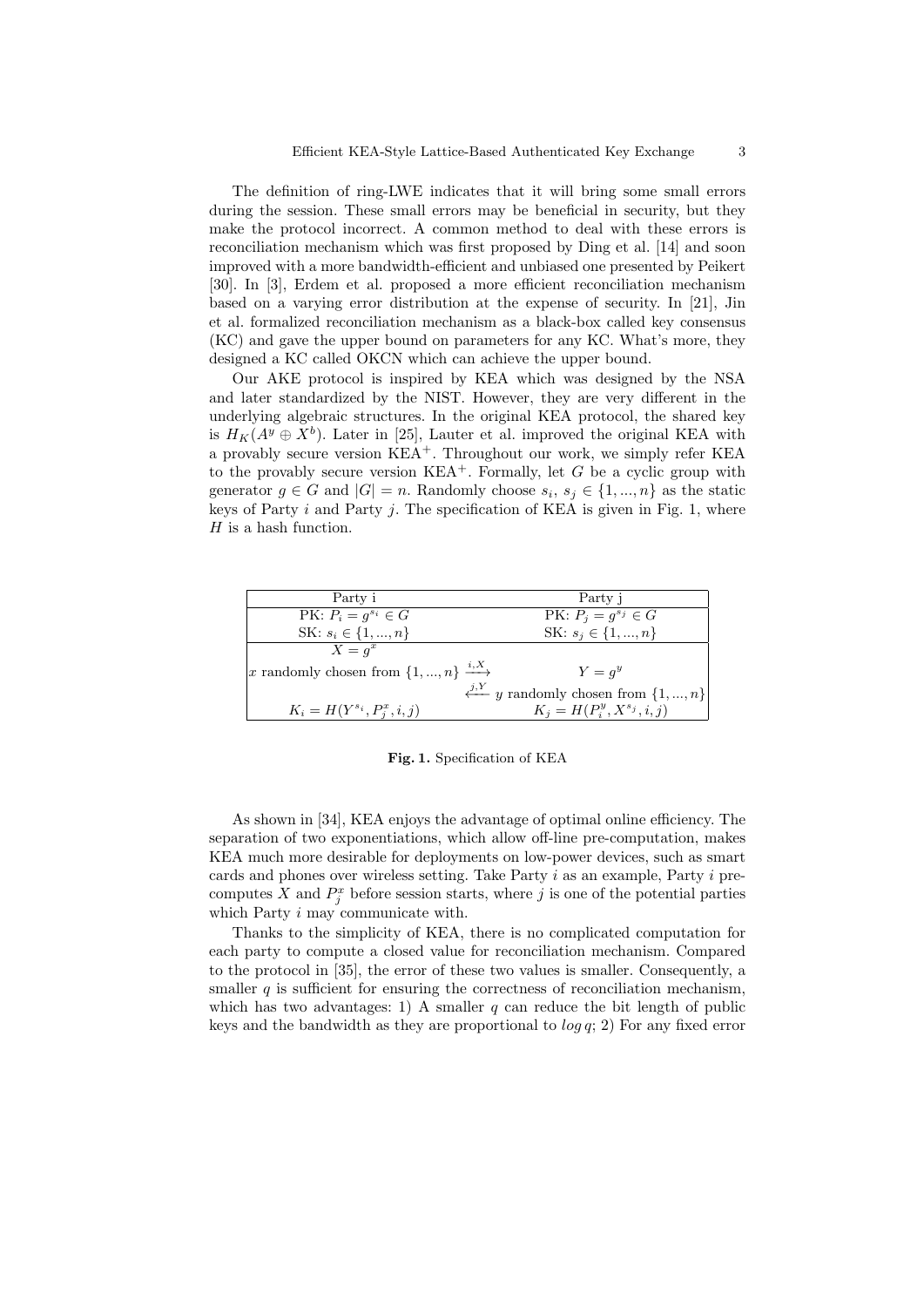The definition of ring-LWE indicates that it will bring some small errors during the session. These small errors may be beneficial in security, but they make the protocol incorrect. A common method to deal with these errors is reconciliation mechanism which was first proposed by Ding et al. [14] and soon improved with a more bandwidth-efficient and unbiased one presented by Peikert [30]. In [3], Erdem et al. proposed a more efficient reconciliation mechanism based on a varying error distribution at the expense of security. In [21], Jin et al. formalized reconciliation mechanism as a black-box called key consensus (KC) and gave the upper bound on parameters for any KC. What's more, they designed a KC called OKCN which can achieve the upper bound.

Our AKE protocol is inspired by KEA which was designed by the NSA and later standardized by the NIST. However, they are very different in the underlying algebraic structures. In the original KEA protocol, the shared key is $H_K(A^y \oplus X^b)$. Later in [25], Lauter et al. improved the original KEA with a provably secure version KEA$^+$. Throughout our work, we simply refer KEA to the provably secure version KEA$^+$. Formally, let $G$ be a cyclic group with generator $g \in G$ and $|G| = n$. Randomly choose $s_i$, $s_j \in \{1, ..., n\}$ as the static keys of Party $i$ and Party $j$. The specification of KEA is given in Fig. 1, where $H$ is a hash function.

| Party i | | Party j |
|---|---|---|
| PK: $P_i = g^{s_i} \in G$ | | PK: $P_j = g^{s_j} \in G$ |
| SK: $s_i \in \{1, ..., n\}$ | | SK: $s_j \in \{1, ..., n\}$ |
| $X = g^x$ <br> $x$ randomly chosen from $\{1, ..., n\}$ | $\xrightarrow{i, X}$ | $Y = g^y$ |
| | $\xleftarrow{j, Y}$ | $y$ randomly chosen from $\{1, ..., n\}$ |
| $K_i = H(Y^{s_i}, P_j^x, i, j)$ | | $K_j = H(P_i^y, X^{s_j}, i, j)$ |

**Fig. 1.** Specification of KEA

As shown in [34], KEA enjoys the advantage of optimal online efficiency. The separation of two exponentiations, which allow off-line pre-computation, makes KEA much more desirable for deployments on low-power devices, such as smart cards and phones over wireless setting. Take Party $i$ as an example, Party $i$ precomputes $X$ and $P_j^x$ before session starts, where $j$ is one of the potential parties which Party $i$ may communicate with.

Thanks to the simplicity of KEA, there is no complicated computation for each party to compute a closed value for reconciliation mechanism. Compared to the protocol in [35], the error of these two values is smaller. Consequently, a smaller $q$ is sufficient for ensuring the correctness of reconciliation mechanism, which has two advantages: 1) A smaller $q$ can reduce the bit length of public keys and the bandwidth as they are proportional to $log\, q$; 2) For any fixed error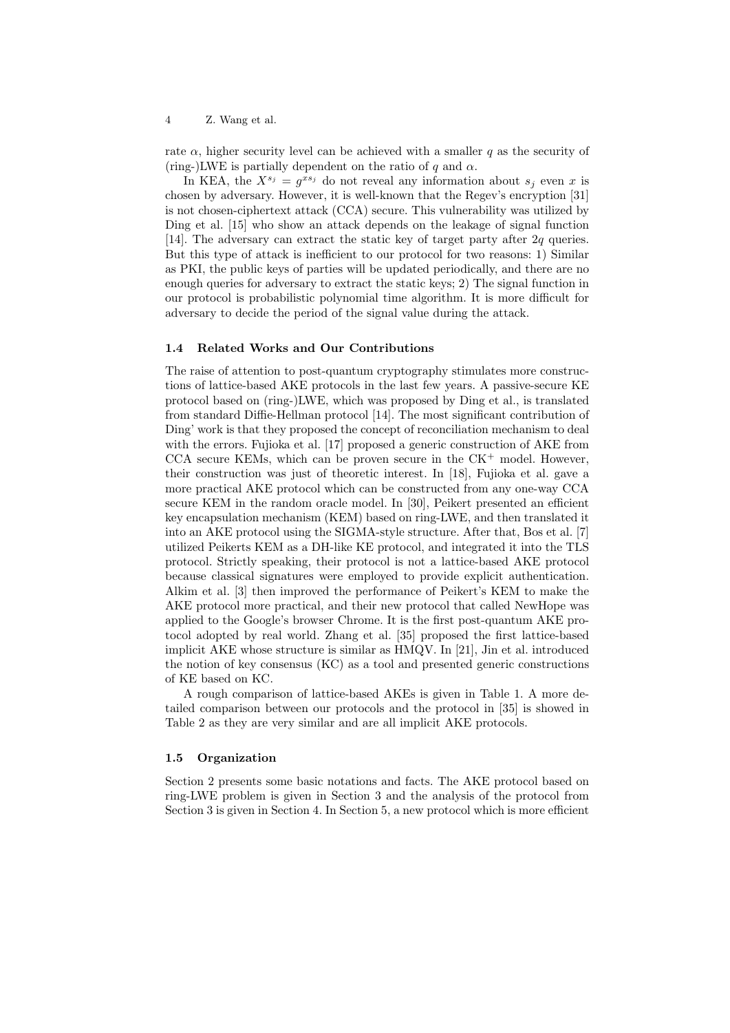rate $\alpha$, higher security level can be achieved with a smaller $q$ as the security of (ring-)LWE is partially dependent on the ratio of $q$ and $\alpha$.

In KEA, the $X^{s_j} = g^{xs_j}$ do not reveal any information about $s_j$ even $x$ is chosen by adversary. However, it is well-known that the Regev's encryption [31] is not chosen-ciphertext attack (CCA) secure. This vulnerability was utilized by Ding et al. [15] who show an attack depends on the leakage of signal function [14]. The adversary can extract the static key of target party after $2q$ queries. But this type of attack is inefficient to our protocol for two reasons: 1) Similar as PKI, the public keys of parties will be updated periodically, and there are no enough queries for adversary to extract the static keys; 2) The signal function in our protocol is probabilistic polynomial time algorithm. It is more difficult for adversary to decide the period of the signal value during the attack.

### 1.4 Related Works and Our Contributions

The raise of attention to post-quantum cryptography stimulates more constructions of lattice-based AKE protocols in the last few years. A passive-secure KE protocol based on (ring-)LWE, which was proposed by Ding et al., is translated from standard Diffie-Hellman protocol [14]. The most significant contribution of Ding' work is that they proposed the concept of reconciliation mechanism to deal with the errors. Fujioka et al. [17] proposed a generic construction of AKE from CCA secure KEMs, which can be proven secure in the $\mathrm{CK}^+$ model. However, their construction was just of theoretic interest. In [18], Fujioka et al. gave a more practical AKE protocol which can be constructed from any one-way CCA secure KEM in the random oracle model. In [30], Peikert presented an efficient key encapsulation mechanism (KEM) based on ring-LWE, and then translated it into an AKE protocol using the SIGMA-style structure. After that, Bos et al. [7] utilized Peikerts KEM as a DH-like KE protocol, and integrated it into the TLS protocol. Strictly speaking, their protocol is not a lattice-based AKE protocol because classical signatures were employed to provide explicit authentication. Alkim et al. [3] then improved the performance of Peikert's KEM to make the AKE protocol more practical, and their new protocol that called NewHope was applied to the Google's browser Chrome. It is the first post-quantum AKE protocol adopted by real world. Zhang et al. [35] proposed the first lattice-based implicit AKE whose structure is similar as HMQV. In [21], Jin et al. introduced the notion of key consensus (KC) as a tool and presented generic constructions of KE based on KC.

A rough comparison of lattice-based AKEs is given in Table 1. A more detailed comparison between our protocols and the protocol in [35] is showed in Table 2 as they are very similar and are all implicit AKE protocols.

### 1.5 Organization

Section 2 presents some basic notations and facts. The AKE protocol based on ring-LWE problem is given in Section 3 and the analysis of the protocol from Section 3 is given in Section 4. In Section 5, a new protocol which is more efficient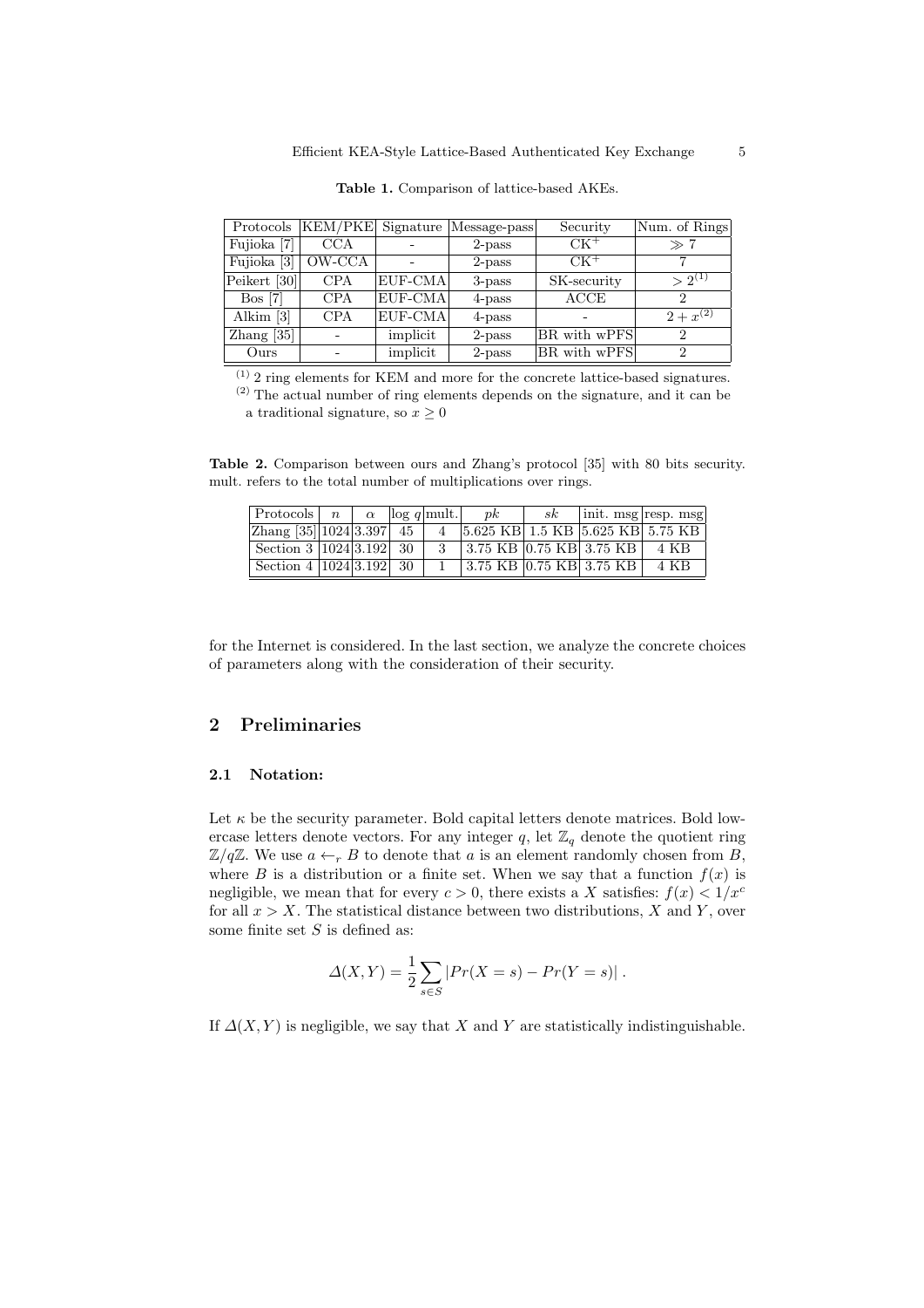**Table 1.** Comparison of lattice-based AKEs.

| Protocols | KEM/PKE | Signature | Message-pass | Security | Num. of Rings |
|---|---|---|---|---|---|
| Fujioka [7] | CCA | - | 2-pass | $CK^+$ | $\gg 7$ |
| Fujioka [3] | OW-CCA | - | 2-pass | $CK^+$ | 7 |
| Peikert [30] | CPA | EUF-CMA | 3-pass | SK-security | $> 2^{(1)}$ |
| Bos [7] | CPA | EUF-CMA | 4-pass | ACCE | 2 |
| Alkim [3] | CPA | EUF-CMA | 4-pass | - | $2 + x^{(2)}$ |
| Zhang [35] | - | implicit | 2-pass | BR with wPFS | 2 |
| Ours | - | implicit | 2-pass | BR with wPFS | 2 |

(1) 2 ring elements for KEM and more for the concrete lattice-based signatures.
(2) The actual number of ring elements depends on the signature, and it can be a traditional signature, so $x \geq 0$

**Table 2.** Comparison between ours and Zhang's protocol [35] with 80 bits security. mult. refers to the total number of multiplications over rings.

| Protocols | $n$ | $\alpha$ | $\log q$ | mult. | $pk$ | $sk$ | init. msg | resp. msg |
|---|---|---|---|---|---|---|---|---|
| Zhang [35] | 1024 | 3.397 | 45 | 4 | 5.625 KB | 1.5 KB | 5.625 KB | 5.75 KB |
| Section 3 | 1024 | 3.192 | 30 | 3 | 3.75 KB | 0.75 KB | 3.75 KB | 4 KB |
| Section 4 | 1024 | 3.192 | 30 | 1 | 3.75 KB | 0.75 KB | 3.75 KB | 4 KB |

for the Internet is considered. In the last section, we analyze the concrete choices of parameters along with the consideration of their security.

## 2 Preliminaries

### 2.1 Notation:

Let $\kappa$ be the security parameter. Bold capital letters denote matrices. Bold lowercase letters denote vectors. For any integer $q$, let $\mathbb{Z}_q$ denote the quotient ring $\mathbb{Z}/q\mathbb{Z}$. We use $a \leftarrow_r B$ to denote that $a$ is an element randomly chosen from $B$, where $B$ is a distribution or a finite set. When we say that a function $f(x)$ is negligible, we mean that for every $c > 0$, there exists a $X$ satisfies: $f(x) < 1/x^c$ for all $x > X$. The statistical distance between two distributions, $X$ and $Y$, over some finite set $S$ is defined as:

$$\Delta(X, Y) = \frac{1}{2} \sum_{s \in S} |Pr(X = s) - Pr(Y = s)| .$$

If $\Delta(X, Y)$ is negligible, we say that $X$ and $Y$ are statistically indistinguishable.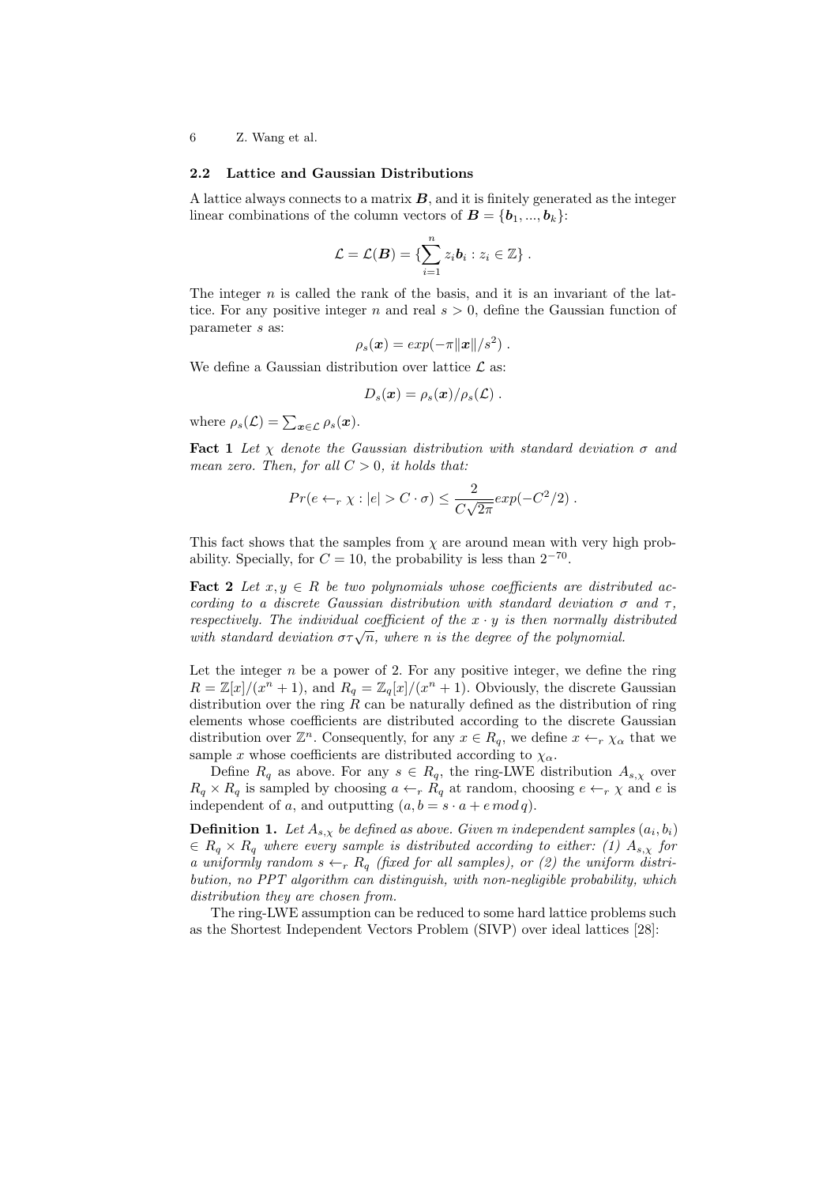### 2.2 Lattice and Gaussian Distributions

A lattice always connects to a matrix $\boldsymbol{B}$, and it is finitely generated as the integer linear combinations of the column vectors of $\boldsymbol{B} = \{\boldsymbol{b}_1, ..., \boldsymbol{b}_k\}$:

$$\mathcal{L} = \mathcal{L}(\boldsymbol{B}) = \{\sum_{i=1}^{n} z_i \boldsymbol{b}_i : z_i \in \mathbb{Z}\} .$$

The integer $n$ is called the rank of the basis, and it is an invariant of the lattice. For any positive integer $n$ and real $s > 0$, define the Gaussian function of parameter $s$ as:

$$\rho_s(\boldsymbol{x}) = exp(-\pi\|\boldsymbol{x}\|/s^2) .$$

We define a Gaussian distribution over lattice $\mathcal{L}$ as:

$$D_s(\boldsymbol{x}) = \rho_s(\boldsymbol{x})/\rho_s(\mathcal{L}) .$$

where $\rho_s(\mathcal{L}) = \sum_{\boldsymbol{x}\in\mathcal{L}} \rho_s(\boldsymbol{x})$.

**Fact 1** *Let $\chi$ denote the Gaussian distribution with standard deviation $\sigma$ and mean zero. Then, for all $C > 0$, it holds that:*

$$Pr(e \leftarrow_r \chi : |e| > C \cdot \sigma) \leq \frac{2}{C\sqrt{2\pi}} exp(-C^2/2) .$$

This fact shows that the samples from $\chi$ are around mean with very high probability. Specially, for $C = 10$, the probability is less than $2^{-70}$.

**Fact 2** *Let $x, y \in R$ be two polynomials whose coefficients are distributed according to a discrete Gaussian distribution with standard deviation $\sigma$ and $\tau$, respectively. The individual coefficient of the $x \cdot y$ is then normally distributed with standard deviation $\sigma\tau\sqrt{n}$, where $n$ is the degree of the polynomial.*

Let the integer $n$ be a power of 2. For any positive integer, we define the ring $R = \mathbb{Z}[x]/(x^n + 1)$, and $R_q = \mathbb{Z}_q[x]/(x^n + 1)$. Obviously, the discrete Gaussian distribution over the ring $R$ can be naturally defined as the distribution of ring elements whose coefficients are distributed according to the discrete Gaussian distribution over $\mathbb{Z}^n$. Consequently, for any $x \in R_q$, we define $x \leftarrow_r \chi_\alpha$ that we sample $x$ whose coefficients are distributed according to $\chi_\alpha$.

Define $R_q$ as above. For any $s \in R_q$, the ring-LWE distribution $A_{s,\chi}$ over $R_q \times R_q$ is sampled by choosing $a \leftarrow_r R_q$ at random, choosing $e \leftarrow_r \chi$ and $e$ is independent of $a$, and outputting $(a, b = s \cdot a + e \bmod q)$.

**Definition 1.** *Let $A_{s,\chi}$ be defined as above. Given $m$ independent samples $(a_i, b_i)$ $\in R_q \times R_q$ where every sample is distributed according to either: (1) $A_{s,\chi}$ for a uniformly random $s \leftarrow_r R_q$ (fixed for all samples), or (2) the uniform distribution, no PPT algorithm can distinguish, with non-negligible probability, which distribution they are chosen from.*

The ring-LWE assumption can be reduced to some hard lattice problems such as the Shortest Independent Vectors Problem (SIVP) over ideal lattices [28]: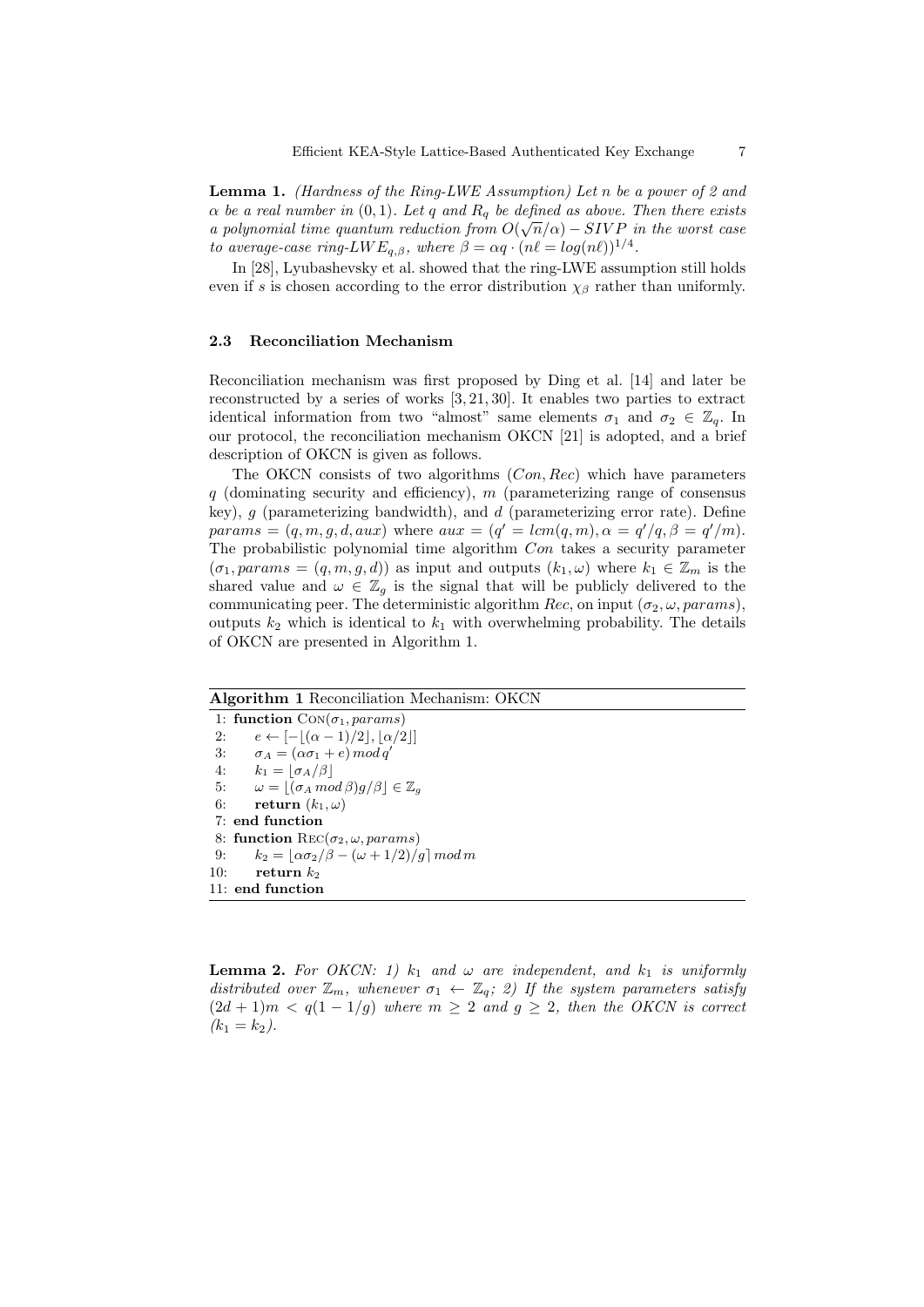**Lemma 1.** *(Hardness of the Ring-LWE Assumption) Let $n$ be a power of 2 and $\alpha$ be a real number in $(0, 1)$. Let $q$ and $R_q$ be defined as above. Then there exists a polynomial time quantum reduction from $O(\sqrt{n}/\alpha) - SIVP$ in the worst case to average-case ring-$LWE_{q,\beta}$, where $\beta = \alpha q \cdot (n\ell = log(n\ell))^{1/4}$.*

In [28], Lyubashevsky et al. showed that the ring-LWE assumption still holds even if $s$ is chosen according to the error distribution $\chi_\beta$ rather than uniformly.

### 2.3 Reconciliation Mechanism

Reconciliation mechanism was first proposed by Ding et al. [14] and later be reconstructed by a series of works [3, 21, 30]. It enables two parties to extract identical information from two "almost" same elements $\sigma_1$ and $\sigma_2 \in \mathbb{Z}_q$. In our protocol, the reconciliation mechanism OKCN [21] is adopted, and a brief description of OKCN is given as follows.

The OKCN consists of two algorithms $(Con, Rec)$ which have parameters $q$ (dominating security and efficiency), $m$ (parameterizing range of consensus key), $g$ (parameterizing bandwidth), and $d$ (parameterizing error rate). Define $params = (q, m, g, d, aux)$ where $aux = (q' = lcm(q, m), \alpha = q'/q, \beta = q'/m)$. The probabilistic polynomial time algorithm $Con$ takes a security parameter $(\sigma_1, params = (q, m, g, d))$ as input and outputs $(k_1, \omega)$ where $k_1 \in \mathbb{Z}_m$ is the shared value and $\omega \in \mathbb{Z}_g$ is the signal that will be publicly delivered to the communicating peer. The deterministic algorithm $Rec$, on input $(\sigma_2, \omega, params)$, outputs $k_2$ which is identical to $k_1$ with overwhelming probability. The details of OKCN are presented in Algorithm 1.

**Algorithm 1** Reconciliation Mechanism: OKCN

1: **function** $\text{Con}(\sigma_1, params)$
2: $\quad e \leftarrow [-\lfloor(\alpha - 1)/2\rfloor, \lfloor\alpha/2\rfloor]$
3: $\quad \sigma_A = (\alpha\sigma_1 + e) \bmod q'$
4: $\quad k_1 = \lfloor\sigma_A/\beta\rfloor$
5: $\quad \omega = \lfloor(\sigma_A \bmod \beta)g/\beta\rfloor \in \mathbb{Z}_g$
6: $\quad$ **return** $(k_1, \omega)$
7: **end function**
8: **function** $\text{Rec}(\sigma_2, \omega, params)$
9: $\quad k_2 = \lfloor\alpha\sigma_2/\beta - (\omega + 1/2)/g\rceil \bmod m$
10: $\quad$ **return** $k_2$
11: **end function**

**Lemma 2.** *For OKCN: 1) $k_1$ and $\omega$ are independent, and $k_1$ is uniformly distributed over $\mathbb{Z}_m$, whenever $\sigma_1 \leftarrow \mathbb{Z}_q$; 2) If the system parameters satisfy $(2d + 1)m < q(1 - 1/g)$ where $m \geq 2$ and $g \geq 2$, then the OKCN is correct $(k_1 = k_2)$.*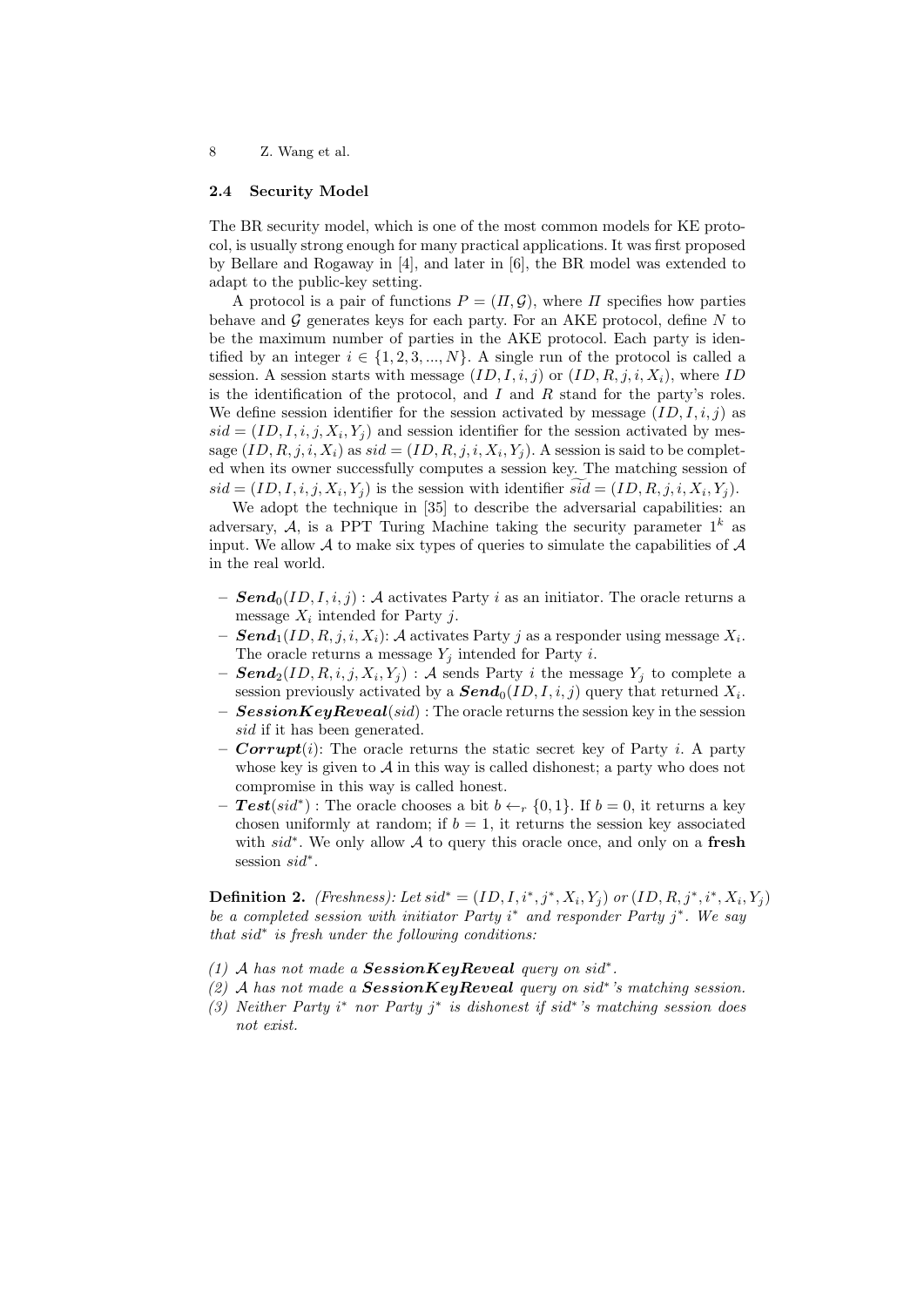### 2.4 Security Model

The BR security model, which is one of the most common models for KE protocol, is usually strong enough for many practical applications. It was first proposed by Bellare and Rogaway in [4], and later in [6], the BR model was extended to adapt to the public-key setting.

A protocol is a pair of functions $P = (\Pi, \mathcal{G})$, where $\Pi$ specifies how parties behave and $\mathcal{G}$ generates keys for each party. For an AKE protocol, define $N$ to be the maximum number of parties in the AKE protocol. Each party is identified by an integer $i \in \{1, 2, 3, ..., N\}$. A single run of the protocol is called a session. A session starts with message $(ID, I, i, j)$ or $(ID, R, j, i, X_i)$, where $ID$ is the identification of the protocol, and $I$ and $R$ stand for the party's roles. We define session identifier for the session activated by message $(ID, I, i, j)$ as $sid = (ID, I, i, j, X_i, Y_j)$ and session identifier for the session activated by message $(ID, R, j, i, X_i)$ as $sid = (ID, R, j, i, X_i, Y_j)$. A session is said to be completed when its owner successfully computes a session key. The matching session of $sid = (ID, I, i, j, X_i, Y_j)$ is the session with identifier $\widetilde{sid} = (ID, R, j, i, X_i, Y_j)$.

We adopt the technique in [35] to describe the adversarial capabilities: an adversary, $\mathcal{A}$, is a PPT Turing Machine taking the security parameter $1^k$ as input. We allow $\mathcal{A}$ to make six types of queries to simulate the capabilities of $\mathcal{A}$ in the real world.

- $\boldsymbol{Send}_0(ID, I, i, j)$ : $\mathcal{A}$ activates Party $i$ as an initiator. The oracle returns a message $X_i$ intended for Party $j$.
- $\boldsymbol{Send}_1(ID, R, j, i, X_i)$: $\mathcal{A}$ activates Party $j$ as a responder using message $X_i$. The oracle returns a message $Y_j$ intended for Party $i$.
- $\boldsymbol{Send}_2(ID, R, i, j, X_i, Y_j)$ : $\mathcal{A}$ sends Party $i$ the message $Y_j$ to complete a session previously activated by a $\boldsymbol{Send}_0(ID, I, i, j)$ query that returned $X_i$.
- $\boldsymbol{SessionKeyReveal}(sid)$ : The oracle returns the session key in the session $sid$ if it has been generated.
- $\boldsymbol{Corrupt}(i)$: The oracle returns the static secret key of Party $i$. A party whose key is given to $\mathcal{A}$ in this way is called dishonest; a party who does not compromise in this way is called honest.
- $\boldsymbol{Test}(sid^*)$ : The oracle chooses a bit $b \leftarrow_r \{0, 1\}$. If $b = 0$, it returns a key chosen uniformly at random; if $b = 1$, it returns the session key associated with $sid^*$. We only allow $\mathcal{A}$ to query this oracle once, and only on a **fresh** session $sid^*$.

**Definition 2.** *(Freshness): Let $sid^* = (ID, I, i^*, j^*, X_i, Y_j)$ or $(ID, R, j^*, i^*, X_i, Y_j)$ be a completed session with initiator Party $i^*$ and responder Party $j^*$. We say that $sid^*$ is fresh under the following conditions:*

*(1) $\mathcal{A}$ has not made a* ***SessionKeyReveal*** *query on $sid^*$.*
*(2) $\mathcal{A}$ has not made a* ***SessionKeyReveal*** *query on $sid^*$'s matching session.*
*(3) Neither Party $i^*$ nor Party $j^*$ is dishonest if $sid^*$'s matching session does not exist.*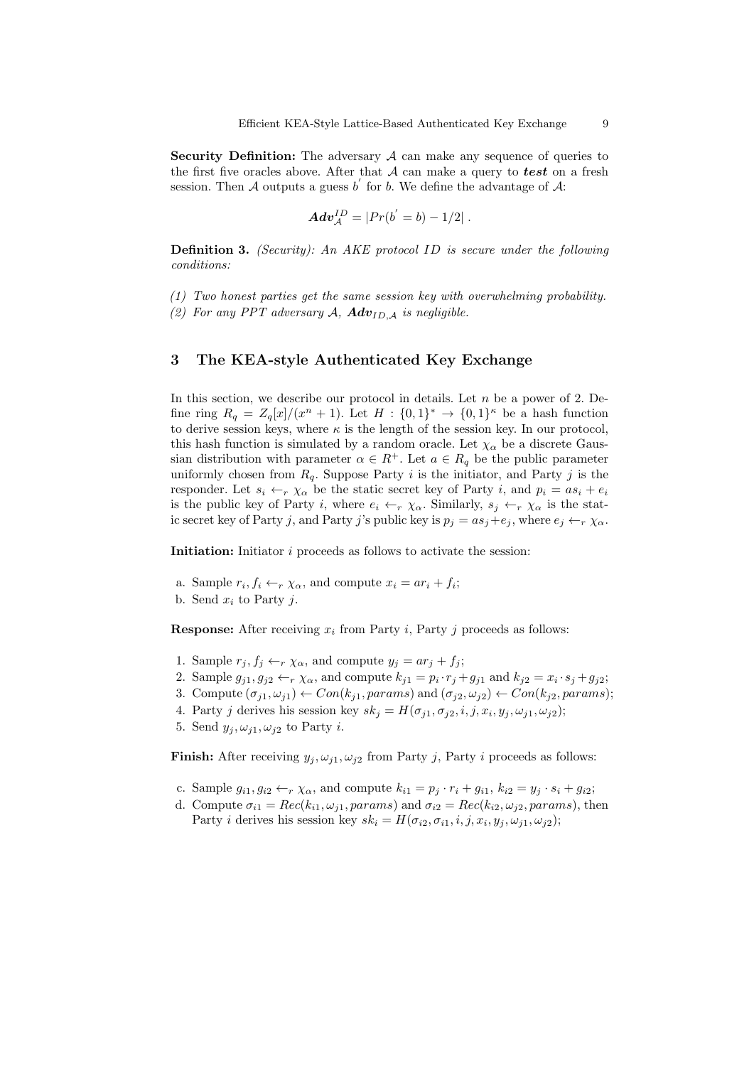**Security Definition:** The adversary $\mathcal{A}$ can make any sequence of queries to the first five oracles above. After that $\mathcal{A}$ can make a query to ***test*** on a fresh session. Then $\mathcal{A}$ outputs a guess $b'$ for $b$. We define the advantage of $\mathcal{A}$:

$$\boldsymbol{Adv}_{\mathcal{A}}^{ID} = |Pr(b' = b) - 1/2| \ .$$

**Definition 3.** *(Security): An AKE protocol ID is secure under the following conditions:*

*(1) Two honest parties get the same session key with overwhelming probability.*
*(2) For any PPT adversary $\mathcal{A}$, $\boldsymbol{Adv}_{ID,\mathcal{A}}$ is negligible.*

## 3 The KEA-style Authenticated Key Exchange

In this section, we describe our protocol in details. Let $n$ be a power of 2. Define ring $R_q = Z_q[x]/(x^n + 1)$. Let $H : \{0,1\}^* \to \{0,1\}^\kappa$ be a hash function to derive session keys, where $\kappa$ is the length of the session key. In our protocol, this hash function is simulated by a random oracle. Let $\chi_\alpha$ be a discrete Gaussian distribution with parameter $\alpha \in R^+$. Let $a \in R_q$ be the public parameter uniformly chosen from $R_q$. Suppose Party $i$ is the initiator, and Party $j$ is the responder. Let $s_i \leftarrow_r \chi_\alpha$ be the static secret key of Party $i$, and $p_i = as_i + e_i$ is the public key of Party $i$, where $e_i \leftarrow_r \chi_\alpha$. Similarly, $s_j \leftarrow_r \chi_\alpha$ is the static secret key of Party $j$, and Party $j$'s public key is $p_j = as_j + e_j$, where $e_j \leftarrow_r \chi_\alpha$.

**Initiation:** Initiator $i$ proceeds as follows to activate the session:

a. Sample $r_i, f_i \leftarrow_r \chi_\alpha$, and compute $x_i = ar_i + f_i$;
b. Send $x_i$ to Party $j$.

**Response:** After receiving $x_i$ from Party $i$, Party $j$ proceeds as follows:

1. Sample $r_j, f_j \leftarrow_r \chi_\alpha$, and compute $y_j = ar_j + f_j$;
2. Sample $g_{j1}, g_{j2} \leftarrow_r \chi_\alpha$, and compute $k_{j1} = p_i \cdot r_j + g_{j1}$ and $k_{j2} = x_i \cdot s_j + g_{j2}$;
3. Compute $(\sigma_{j1}, \omega_{j1}) \leftarrow Con(k_{j1}, params)$ and $(\sigma_{j2}, \omega_{j2}) \leftarrow Con(k_{j2}, params)$;
4. Party $j$ derives his session key $sk_j = H(\sigma_{j1}, \sigma_{j2}, i, j, x_i, y_j, \omega_{j1}, \omega_{j2})$;
5. Send $y_j, \omega_{j1}, \omega_{j2}$ to Party $i$.

**Finish:** After receiving $y_j, \omega_{j1}, \omega_{j2}$ from Party $j$, Party $i$ proceeds as follows:

c. Sample $g_{i1}, g_{i2} \leftarrow_r \chi_\alpha$, and compute $k_{i1} = p_j \cdot r_i + g_{i1}$, $k_{i2} = y_j \cdot s_i + g_{i2}$;
d. Compute $\sigma_{i1} = Rec(k_{i1}, \omega_{j1}, params)$ and $\sigma_{i2} = Rec(k_{i2}, \omega_{j2}, params)$, then Party $i$ derives his session key $sk_i = H(\sigma_{i2}, \sigma_{i1}, i, j, x_i, y_j, \omega_{j1}, \omega_{j2})$;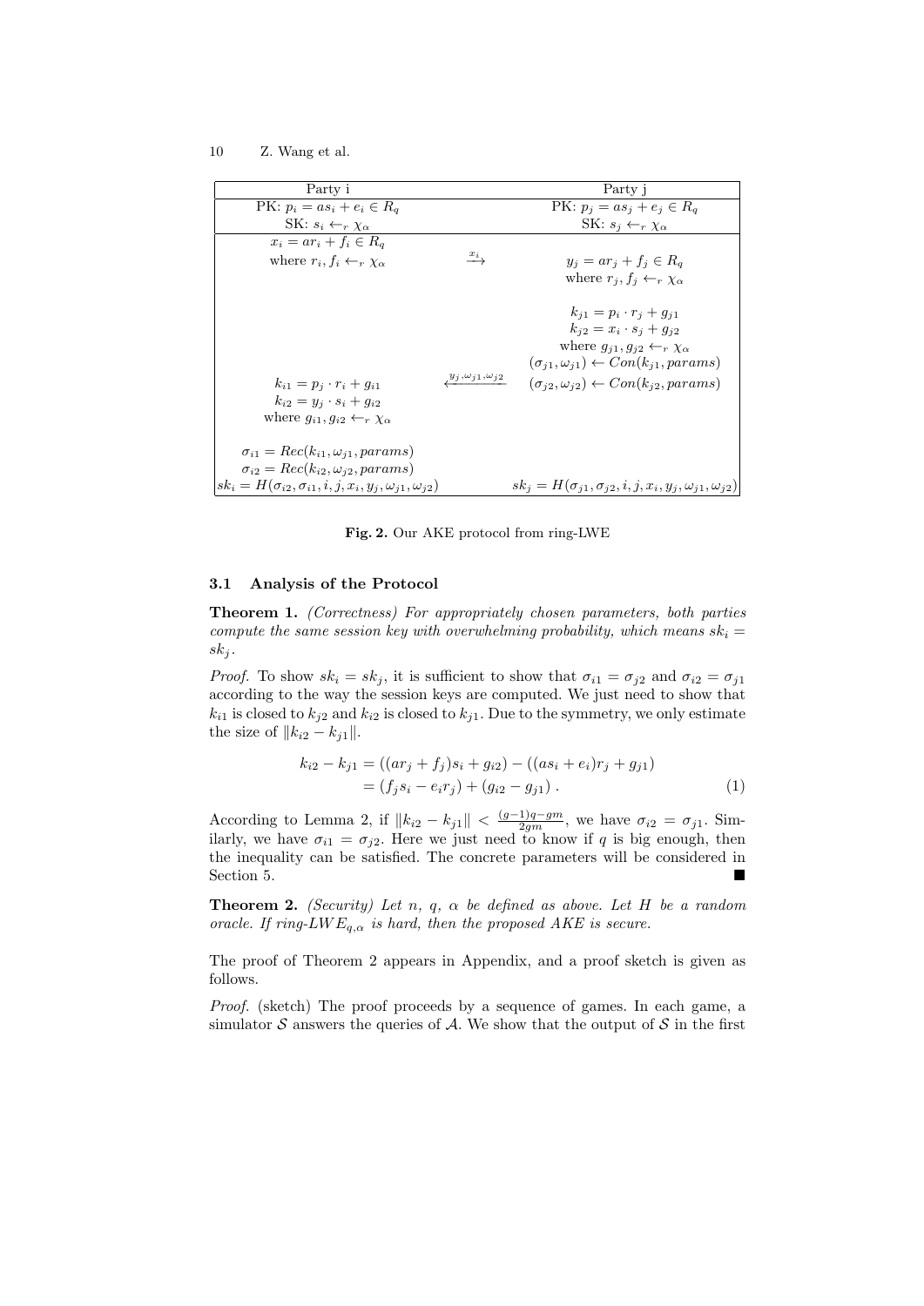| Party i | | Party j |
|---|---|---|
| PK: $p_i = as_i + e_i \in R_q$ | | PK: $p_j = as_j + e_j \in R_q$ |
| SK: $s_i \leftarrow_r \chi_\alpha$ | | SK: $s_j \leftarrow_r \chi_\alpha$ |
| $x_i = ar_i + f_i \in R_q$ where $r_i, f_i \leftarrow_r \chi_\alpha$ | $\xrightarrow{x_i}$ | $y_j = ar_j + f_j \in R_q$ where $r_j, f_j \leftarrow_r \chi_\alpha$ |
| | | $k_{j1} = p_i \cdot r_j + g_{j1}$ <br> $k_{j2} = x_i \cdot s_j + g_{j2}$ <br> where $g_{j1}, g_{j2} \leftarrow_r \chi_\alpha$ <br> $(\sigma_{j1}, \omega_{j1}) \leftarrow Con(k_{j1}, params)$ <br> $(\sigma_{j2}, \omega_{j2}) \leftarrow Con(k_{j2}, params)$ |
| $k_{i1} = p_j \cdot r_i + g_{i1}$ <br> $k_{i2} = y_j \cdot s_i + g_{i2}$ <br> where $g_{i1}, g_{i2} \leftarrow_r \chi_\alpha$ | $\xleftarrow{y_j, \omega_{j1}, \omega_{j2}}$ | |
| $\sigma_{i1} = Rec(k_{i1}, \omega_{j1}, params)$ <br> $\sigma_{i2} = Rec(k_{i2}, \omega_{j2}, params)$ | | |
| $sk_i = H(\sigma_{i2}, \sigma_{i1}, i, j, x_i, y_j, \omega_{j1}, \omega_{j2})$ | | $sk_j = H(\sigma_{j1}, \sigma_{j2}, i, j, x_i, y_j, \omega_{j1}, \omega_{j2})$ |

**Fig. 2.** Our AKE protocol from ring-LWE

### 3.1 Analysis of the Protocol

**Theorem 1.** *(Correctness) For appropriately chosen parameters, both parties compute the same session key with overwhelming probability, which means $sk_i = sk_j$.*

*Proof.* To show $sk_i = sk_j$, it is sufficient to show that $\sigma_{i1} = \sigma_{j2}$ and $\sigma_{i2} = \sigma_{j1}$ according to the way the session keys are computed. We just need to show that $k_{i1}$ is closed to $k_{j2}$ and $k_{i2}$ is closed to $k_{j1}$. Due to the symmetry, we only estimate the size of $\|k_{i2} - k_{j1}\|$.

$$
\begin{aligned}
k_{i2} - k_{j1} &= ((ar_j + f_j)s_i + g_{i2}) - ((as_i + e_i)r_j + g_{j1}) \\
&= (f_j s_i - e_i r_j) + (g_{i2} - g_{j1}) \, . \qquad (1)
\end{aligned}
$$

According to Lemma 2, if $\|k_{i2} - k_{j1}\| < \frac{(g-1)q - gm}{2gm}$, we have $\sigma_{i2} = \sigma_{j1}$. Similarly, we have $\sigma_{i1} = \sigma_{j2}$. Here we just need to know if $q$ is big enough, then the inequality can be satisfied. The concrete parameters will be considered in Section 5. ∎

**Theorem 2.** *(Security) Let $n$, $q$, $\alpha$ be defined as above. Let $H$ be a random oracle. If ring-$LWE_{q,\alpha}$ is hard, then the proposed AKE is secure.*

The proof of Theorem 2 appears in Appendix, and a proof sketch is given as follows.

*Proof.* (sketch) The proof proceeds by a sequence of games. In each game, a simulator $\mathcal{S}$ answers the queries of $\mathcal{A}$. We show that the output of $\mathcal{S}$ in the first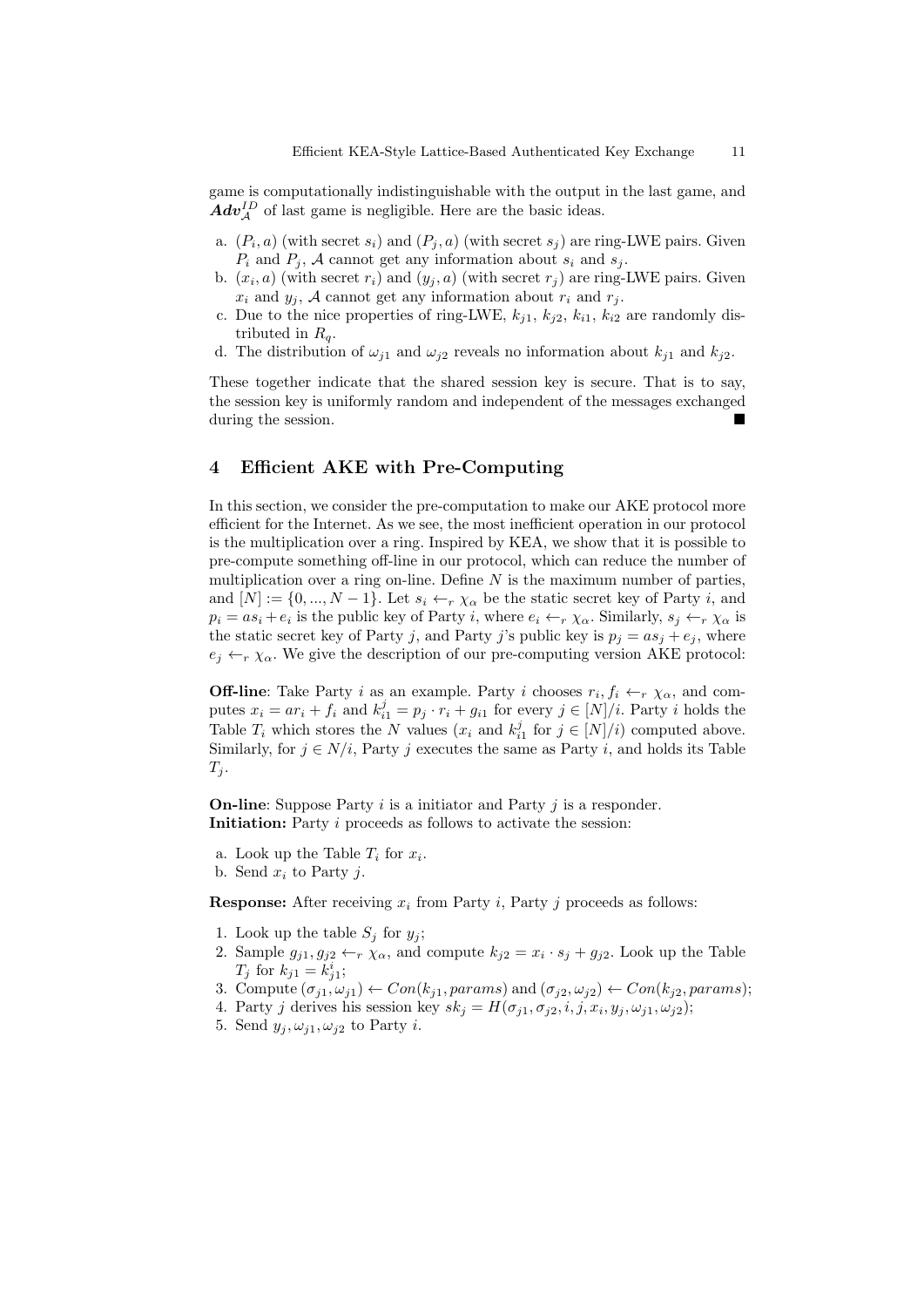game is computationally indistinguishable with the output in the last game, and $\boldsymbol{Adv}_{\mathcal{A}}^{ID}$ of last game is negligible. Here are the basic ideas.

a. $(P_i, a)$ (with secret $s_i$) and $(P_j, a)$ (with secret $s_j$) are ring-LWE pairs. Given $P_i$ and $P_j$, $\mathcal{A}$ cannot get any information about $s_i$ and $s_j$.
b. $(x_i, a)$ (with secret $r_i$) and $(y_j, a)$ (with secret $r_j$) are ring-LWE pairs. Given $x_i$ and $y_j$, $\mathcal{A}$ cannot get any information about $r_i$ and $r_j$.
c. Due to the nice properties of ring-LWE, $k_{j1}$, $k_{j2}$, $k_{i1}$, $k_{i2}$ are randomly distributed in $R_q$.
d. The distribution of $\omega_{j1}$ and $\omega_{j2}$ reveals no information about $k_{j1}$ and $k_{j2}$.

These together indicate that the shared session key is secure. That is to say, the session key is uniformly random and independent of the messages exchanged during the session. ■

## 4 Efficient AKE with Pre-Computing

In this section, we consider the pre-computation to make our AKE protocol more efficient for the Internet. As we see, the most inefficient operation in our protocol is the multiplication over a ring. Inspired by KEA, we show that it is possible to pre-compute something off-line in our protocol, which can reduce the number of multiplication over a ring on-line. Define $N$ is the maximum number of parties, and $[N] := \{0, ..., N-1\}$. Let $s_i \leftarrow_r \chi_\alpha$ be the static secret key of Party $i$, and $p_i = as_i + e_i$ is the public key of Party $i$, where $e_i \leftarrow_r \chi_\alpha$. Similarly, $s_j \leftarrow_r \chi_\alpha$ is the static secret key of Party $j$, and Party $j$'s public key is $p_j = as_j + e_j$, where $e_j \leftarrow_r \chi_\alpha$. We give the description of our pre-computing version AKE protocol:

**Off-line**: Take Party $i$ as an example. Party $i$ chooses $r_i, f_i \leftarrow_r \chi_\alpha$, and computes $x_i = ar_i + f_i$ and $k_{i1}^j = p_j \cdot r_i + g_{i1}$ for every $j \in [N]/i$. Party $i$ holds the Table $T_i$ which stores the $N$ values ($x_i$ and $k_{i1}^j$ for $j \in [N]/i$) computed above. Similarly, for $j \in N/i$, Party $j$ executes the same as Party $i$, and holds its Table $T_j$.

**On-line**: Suppose Party $i$ is a initiator and Party $j$ is a responder.
**Initiation:** Party $i$ proceeds as follows to activate the session:

a. Look up the Table $T_i$ for $x_i$.
b. Send $x_i$ to Party $j$.

**Response:** After receiving $x_i$ from Party $i$, Party $j$ proceeds as follows:

1. Look up the table $S_j$ for $y_j$;
2. Sample $g_{j1}, g_{j2} \leftarrow_r \chi_\alpha$, and compute $k_{j2} = x_i \cdot s_j + g_{j2}$. Look up the Table $T_j$ for $k_{j1} = k_{j1}^i$;
3. Compute $(\sigma_{j1}, \omega_{j1}) \leftarrow Con(k_{j1}, params)$ and $(\sigma_{j2}, \omega_{j2}) \leftarrow Con(k_{j2}, params)$;
4. Party $j$ derives his session key $sk_j = H(\sigma_{j1}, \sigma_{j2}, i, j, x_i, y_j, \omega_{j1}, \omega_{j2})$;
5. Send $y_j, \omega_{j1}, \omega_{j2}$ to Party $i$.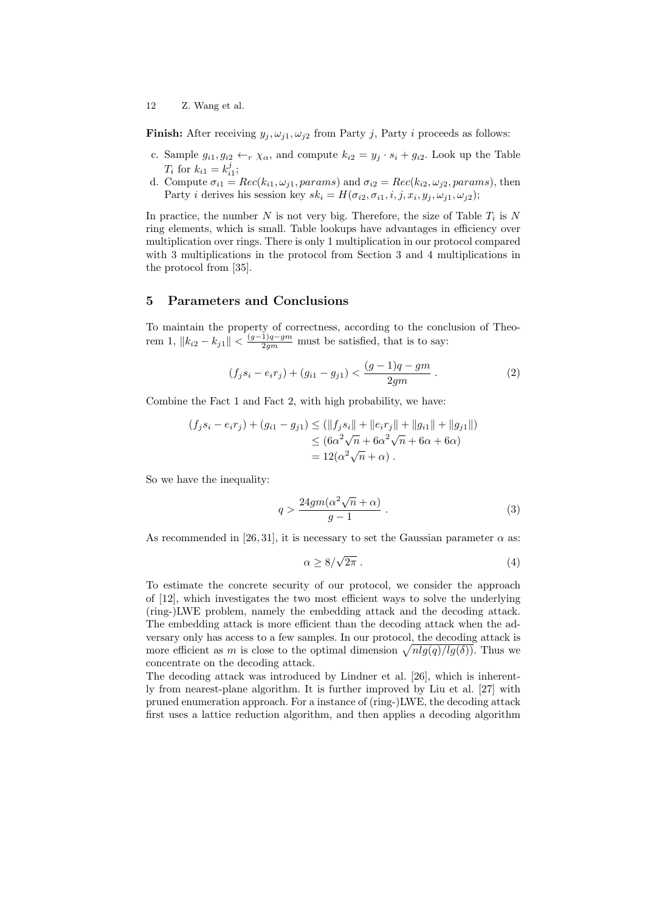**Finish:** After receiving $y_j, \omega_{j1}, \omega_{j2}$ from Party $j$, Party $i$ proceeds as follows:

c. Sample $g_{i1}, g_{i2} \leftarrow_r \chi_\alpha$, and compute $k_{i2} = y_j \cdot s_i + g_{i2}$. Look up the Table $T_i$ for $k_{i1} = k_{i1}^j$;
d. Compute $\sigma_{i1} = Rec(k_{i1}, \omega_{j1}, params)$ and $\sigma_{i2} = Rec(k_{i2}, \omega_{j2}, params)$, then Party $i$ derives his session key $sk_i = H(\sigma_{i2}, \sigma_{i1}, i, j, x_i, y_j, \omega_{j1}, \omega_{j2})$;

In practice, the number $N$ is not very big. Therefore, the size of Table $T_i$ is $N$ ring elements, which is small. Table lookups have advantages in efficiency over multiplication over rings. There is only 1 multiplication in our protocol compared with 3 multiplications in the protocol from Section 3 and 4 multiplications in the protocol from [35].

## 5 Parameters and Conclusions

To maintain the property of correctness, according to the conclusion of Theorem 1, $\|k_{i2} - k_{j1}\| < \frac{(g-1)q-gm}{2gm}$ must be satisfied, that is to say:

$$(f_j s_i - e_i r_j) + (g_{i1} - g_{j1}) < \frac{(g-1)q - gm}{2gm} . \tag{2}$$

Combine the Fact 1 and Fact 2, with high probability, we have:

$$\begin{aligned}(f_j s_i - e_i r_j) + (g_{i1} - g_{j1}) &\leq (\|f_j s_i\| + \|e_i r_j\| + \|g_{i1}\| + \|g_{j1}\|) \\ &\leq (6\alpha^2\sqrt{n} + 6\alpha^2\sqrt{n} + 6\alpha + 6\alpha) \\ &= 12(\alpha^2\sqrt{n} + \alpha) .\end{aligned}$$

So we have the inequality:

$$q > \frac{24gm(\alpha^2\sqrt{n} + \alpha)}{g-1} . \tag{3}$$

As recommended in [26, 31], it is necessary to set the Gaussian parameter $\alpha$ as:

$$\alpha \geq 8/\sqrt{2\pi} . \tag{4}$$

To estimate the concrete security of our protocol, we consider the approach of [12], which investigates the two most efficient ways to solve the underlying (ring-)LWE problem, namely the embedding attack and the decoding attack. The embedding attack is more efficient than the decoding attack when the adversary only has access to a few samples. In our protocol, the decoding attack is more efficient as $m$ is close to the optimal dimension $\sqrt{nlg(q)/lg(\delta)}$. Thus we concentrate on the decoding attack.

The decoding attack was introduced by Lindner et al. [26], which is inherently from nearest-plane algorithm. It is further improved by Liu et al. [27] with pruned enumeration approach. For a instance of (ring-)LWE, the decoding attack first uses a lattice reduction algorithm, and then applies a decoding algorithm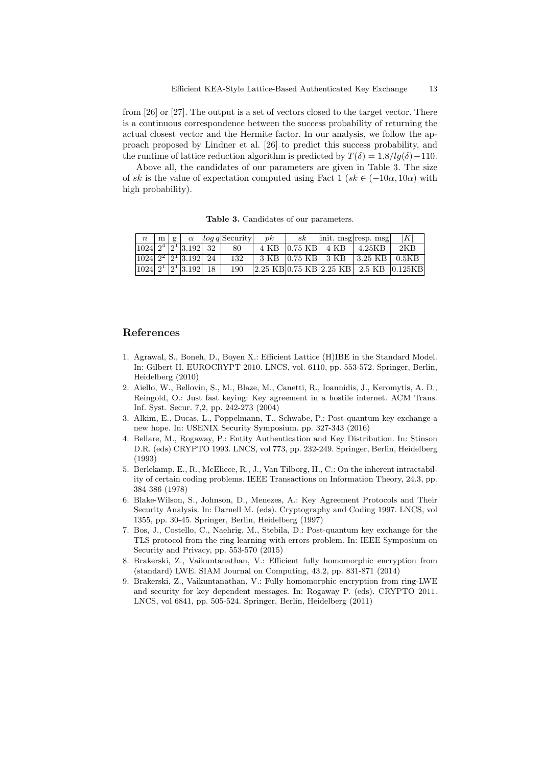from [26] or [27]. The output is a set of vectors closed to the target vector. There is a continuous correspondence between the success probability of returning the actual closest vector and the Hermite factor. In our analysis, we follow the approach proposed by Lindner et al. [26] to predict this success probability, and the runtime of lattice reduction algorithm is predicted by $T(\delta) = 1.8/lg(\delta) - 110$.

Above all, the candidates of our parameters are given in Table 3. The size of $sk$ is the value of expectation computed using Fact 1 ($sk \in (-10\alpha, 10\alpha)$ with high probability).

**Table 3.** Candidates of our parameters.

| $n$ | m | g | $\alpha$ | $\log q$ | Security | $pk$ | $sk$ | init. msg | resp. msg | $\|K\|$ |
|---|---|---|---|---|---|---|---|---|---|---|
| 1024 | $2^4$ | $2^1$ | 3.192 | 32 | 80 | 4 KB | 0.75 KB | 4 KB | 4.25KB | 2KB |
| 1024 | $2^2$ | $2^1$ | 3.192 | 24 | 132 | 3 KB | 0.75 KB | 3 KB | 3.25 KB | 0.5KB |
| 1024 | $2^1$ | $2^1$ | 3.192 | 18 | 190 | 2.25 KB | 0.75 KB | 2.25 KB | 2.5 KB | 0.125KB |

## References

1. Agrawal, S., Boneh, D., Boyen X.: Efficient Lattice (H)IBE in the Standard Model. In: Gilbert H. EUROCRYPT 2010. LNCS, vol. 6110, pp. 553-572. Springer, Berlin, Heidelberg (2010)
2. Aiello, W., Bellovin, S., M., Blaze, M., Canetti, R., Ioannidis, J., Keromytis, A. D., Reingold, O.: Just fast keying: Key agreement in a hostile internet. ACM Trans. Inf. Syst. Secur. 7,2, pp. 242-273 (2004)
3. Alkim, E., Ducas, L., Poppelmann, T., Schwabe, P.: Post-quantum key exchange-a new hope. In: USENIX Security Symposium. pp. 327-343 (2016)
4. Bellare, M., Rogaway, P.: Entity Authentication and Key Distribution. In: Stinson D.R. (eds) CRYPTO 1993. LNCS, vol 773, pp. 232-249. Springer, Berlin, Heidelberg (1993)
5. Berlekamp, E., R., McEliece, R., J., Van Tilborg, H., C.: On the inherent intractability of certain coding problems. IEEE Transactions on Information Theory, 24.3, pp. 384-386 (1978)
6. Blake-Wilson, S., Johnson, D., Menezes, A.: Key Agreement Protocols and Their Security Analysis. In: Darnell M. (eds). Cryptography and Coding 1997. LNCS, vol 1355, pp. 30-45. Springer, Berlin, Heidelberg (1997)
7. Bos, J., Costello, C., Naehrig, M., Stebila, D.: Post-quantum key exchange for the TLS protocol from the ring learning with errors problem. In: IEEE Symposium on Security and Privacy, pp. 553-570 (2015)
8. Brakerski, Z., Vaikuntanathan, V.: Efficient fully homomorphic encryption from (standard) LWE. SIAM Journal on Computing, 43.2, pp. 831-871 (2014)
9. Brakerski, Z., Vaikuntanathan, V.: Fully homomorphic encryption from ring-LWE and security for key dependent messages. In: Rogaway P. (eds). CRYPTO 2011. LNCS, vol 6841, pp. 505-524. Springer, Berlin, Heidelberg (2011)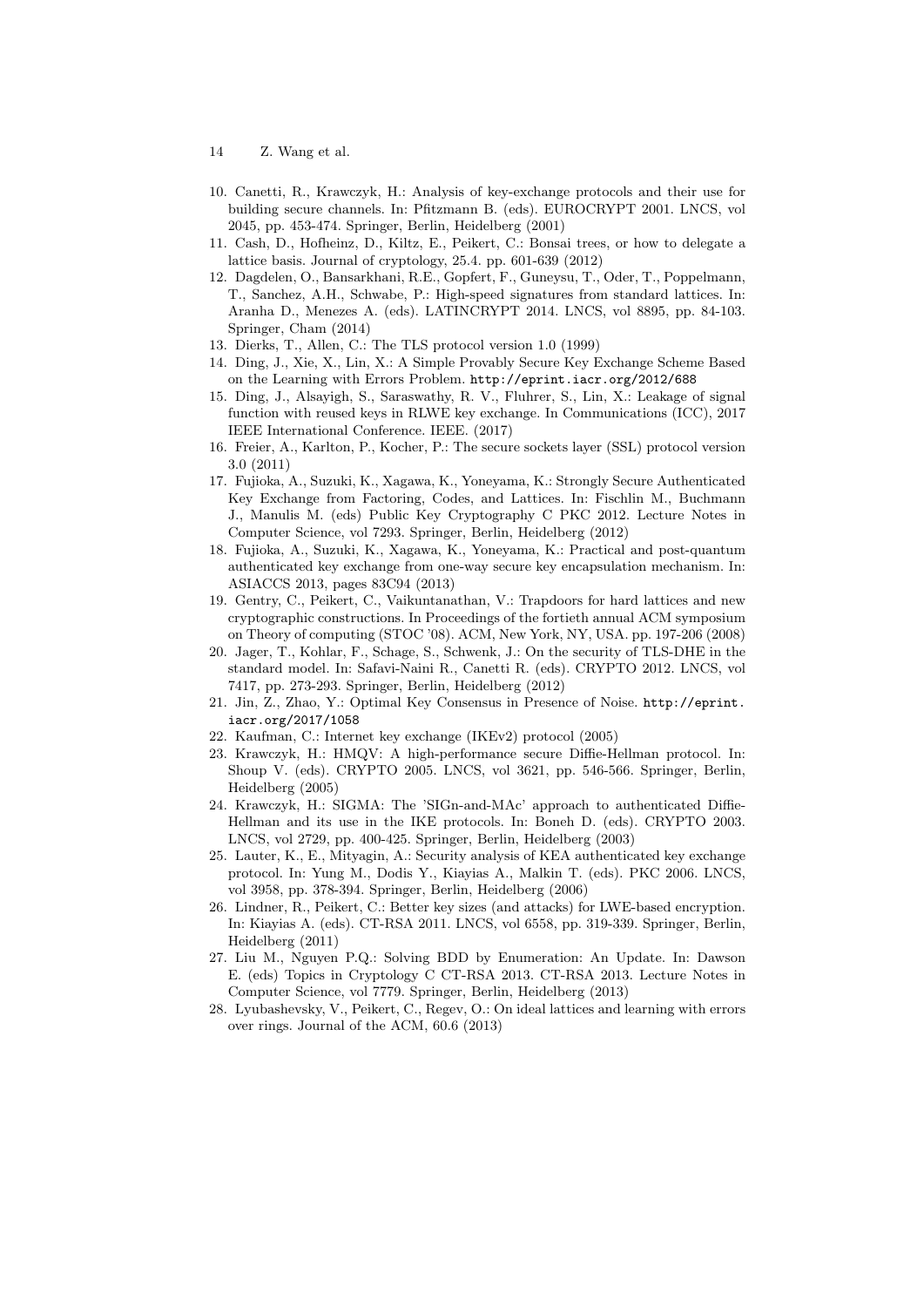10. Canetti, R., Krawczyk, H.: Analysis of key-exchange protocols and their use for building secure channels. In: Pfitzmann B. (eds). EUROCRYPT 2001. LNCS, vol 2045, pp. 453-474. Springer, Berlin, Heidelberg (2001)
11. Cash, D., Hofheinz, D., Kiltz, E., Peikert, C.: Bonsai trees, or how to delegate a lattice basis. Journal of cryptology, 25.4. pp. 601-639 (2012)
12. Dagdelen, O., Bansarkhani, R.E., Gopfert, F., Guneysu, T., Oder, T., Poppelmann, T., Sanchez, A.H., Schwabe, P.: High-speed signatures from standard lattices. In: Aranha D., Menezes A. (eds). LATINCRYPT 2014. LNCS, vol 8895, pp. 84-103. Springer, Cham (2014)
13. Dierks, T., Allen, C.: The TLS protocol version 1.0 (1999)
14. Ding, J., Xie, X., Lin, X.: A Simple Provably Secure Key Exchange Scheme Based on the Learning with Errors Problem. http://eprint.iacr.org/2012/688
15. Ding, J., Alsayigh, S., Saraswathy, R. V., Fluhrer, S., Lin, X.: Leakage of signal function with reused keys in RLWE key exchange. In Communications (ICC), 2017 IEEE International Conference. IEEE. (2017)
16. Freier, A., Karlton, P., Kocher, P.: The secure sockets layer (SSL) protocol version 3.0 (2011)
17. Fujioka, A., Suzuki, K., Xagawa, K., Yoneyama, K.: Strongly Secure Authenticated Key Exchange from Factoring, Codes, and Lattices. In: Fischlin M., Buchmann J., Manulis M. (eds) Public Key Cryptography C PKC 2012. Lecture Notes in Computer Science, vol 7293. Springer, Berlin, Heidelberg (2012)
18. Fujioka, A., Suzuki, K., Xagawa, K., Yoneyama, K.: Practical and post-quantum authenticated key exchange from one-way secure key encapsulation mechanism. In: ASIACCS 2013, pages 83C94 (2013)
19. Gentry, C., Peikert, C., Vaikuntanathan, V.: Trapdoors for hard lattices and new cryptographic constructions. In Proceedings of the fortieth annual ACM symposium on Theory of computing (STOC '08). ACM, New York, NY, USA. pp. 197-206 (2008)
20. Jager, T., Kohlar, F., Schage, S., Schwenk, J.: On the security of TLS-DHE in the standard model. In: Safavi-Naini R., Canetti R. (eds). CRYPTO 2012. LNCS, vol 7417, pp. 273-293. Springer, Berlin, Heidelberg (2012)
21. Jin, Z., Zhao, Y.: Optimal Key Consensus in Presence of Noise. http://eprint.iacr.org/2017/1058
22. Kaufman, C.: Internet key exchange (IKEv2) protocol (2005)
23. Krawczyk, H.: HMQV: A high-performance secure Diffie-Hellman protocol. In: Shoup V. (eds). CRYPTO 2005. LNCS, vol 3621, pp. 546-566. Springer, Berlin, Heidelberg (2005)
24. Krawczyk, H.: SIGMA: The 'SIGn-and-MAc' approach to authenticated Diffie-Hellman and its use in the IKE protocols. In: Boneh D. (eds). CRYPTO 2003. LNCS, vol 2729, pp. 400-425. Springer, Berlin, Heidelberg (2003)
25. Lauter, K., E., Mityagin, A.: Security analysis of KEA authenticated key exchange protocol. In: Yung M., Dodis Y., Kiayias A., Malkin T. (eds). PKC 2006. LNCS, vol 3958, pp. 378-394. Springer, Berlin, Heidelberg (2006)
26. Lindner, R., Peikert, C.: Better key sizes (and attacks) for LWE-based encryption. In: Kiayias A. (eds). CT-RSA 2011. LNCS, vol 6558, pp. 319-339. Springer, Berlin, Heidelberg (2011)
27. Liu M., Nguyen P.Q.: Solving BDD by Enumeration: An Update. In: Dawson E. (eds) Topics in Cryptology C CT-RSA 2013. CT-RSA 2013. Lecture Notes in Computer Science, vol 7779. Springer, Berlin, Heidelberg (2013)
28. Lyubashevsky, V., Peikert, C., Regev, O.: On ideal lattices and learning with errors over rings. Journal of the ACM, 60.6 (2013)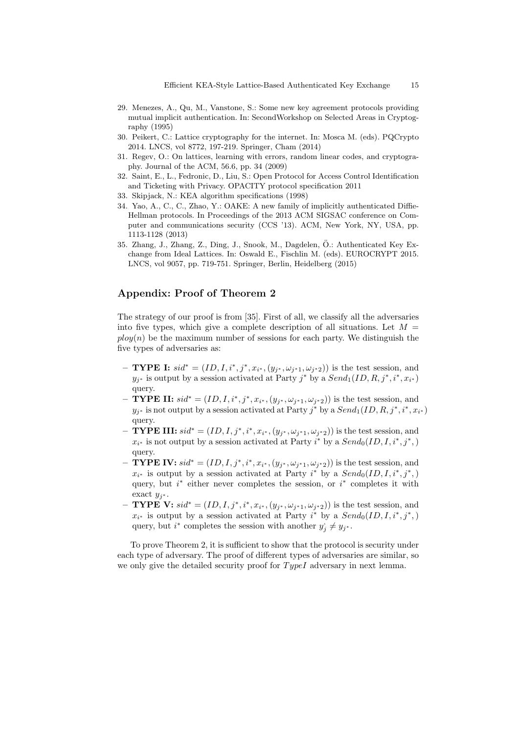29. Menezes, A., Qu, M., Vanstone, S.: Some new key agreement protocols providing mutual implicit authentication. In: SecondWorkshop on Selected Areas in Cryptography (1995)
30. Peikert, C.: Lattice cryptography for the internet. In: Mosca M. (eds). PQCrypto 2014. LNCS, vol 8772, 197-219. Springer, Cham (2014)
31. Regev, O.: On lattices, learning with errors, random linear codes, and cryptography. Journal of the ACM, 56.6, pp. 34 (2009)
32. Saint, E., L., Fedronic, D., Liu, S.: Open Protocol for Access Control Identification and Ticketing with Privacy. OPACITY protocol specification 2011
33. Skipjack, N.: KEA algorithm specifications (1998)
34. Yao, A., C., C., Zhao, Y.: OAKE: A new family of implicitly authenticated Diffie-Hellman protocols. In Proceedings of the 2013 ACM SIGSAC conference on Computer and communications security (CCS '13). ACM, New York, NY, USA, pp. 1113-1128 (2013)
35. Zhang, J., Zhang, Z., Ding, J., Snook, M., Dagdelen, Ö.: Authenticated Key Exchange from Ideal Lattices. In: Oswald E., Fischlin M. (eds). EUROCRYPT 2015. LNCS, vol 9057, pp. 719-751. Springer, Berlin, Heidelberg (2015)

## Appendix: Proof of Theorem 2

The strategy of our proof is from [35]. First of all, we classify all the adversaries into five types, which give a complete description of all situations. Let $M = ploy(n)$ be the maximum number of sessions for each party. We distinguish the five types of adversaries as:

- **TYPE I:** $sid^* = (ID, I, i^*, j^*, x_{i^*}, (y_{j^*}, \omega_{j^*1}, \omega_{j^*2}))$ is the test session, and $y_{j^*}$ is output by a session activated at Party $j^*$ by a $Send_1(ID, R, j^*, i^*, x_{i^*})$ query.
- **TYPE II:** $sid^* = (ID, I, i^*, j^*, x_{i^*}, (y_{j^*}, \omega_{j^*1}, \omega_{j^*2}))$ is the test session, and $y_{j^*}$ is not output by a session activated at Party $j^*$ by a $Send_1(ID, R, j^*, i^*, x_{i^*})$ query.
- **TYPE III:** $sid^* = (ID, I, j^*, i^*, x_{i^*}, (y_{j^*}, \omega_{j^*1}, \omega_{j^*2}))$ is the test session, and $x_{i^*}$ is not output by a session activated at Party $i^*$ by a $Send_0(ID, I, i^*, j^*, )$ query.
- **TYPE IV:** $sid^* = (ID, I, j^*, i^*, x_{i^*}, (y_{j^*}, \omega_{j^*1}, \omega_{j^*2}))$ is the test session, and $x_{i^*}$ is output by a session activated at Party $i^*$ by a $Send_0(ID, I, i^*, j^*, )$ query, but $i^*$ either never completes the session, or $i^*$ completes it with exact $y_{j^*}$.
- **TYPE V:** $sid^* = (ID, I, j^*, i^*, x_{i^*}, (y_{j^*}, \omega_{j^*1}, \omega_{j^*2}))$ is the test session, and $x_{i^*}$ is output by a session activated at Party $i^*$ by a $Send_0(ID, I, i^*, j^*, )$ query, but $i^*$ completes the session with another $y_j^{`} \neq y_{j^*}$.

To prove Theorem 2, it is sufficient to show that the protocol is security under each type of adversary. The proof of different types of adversaries are similar, so we only give the detailed security proof for $TypeI$ adversary in next lemma.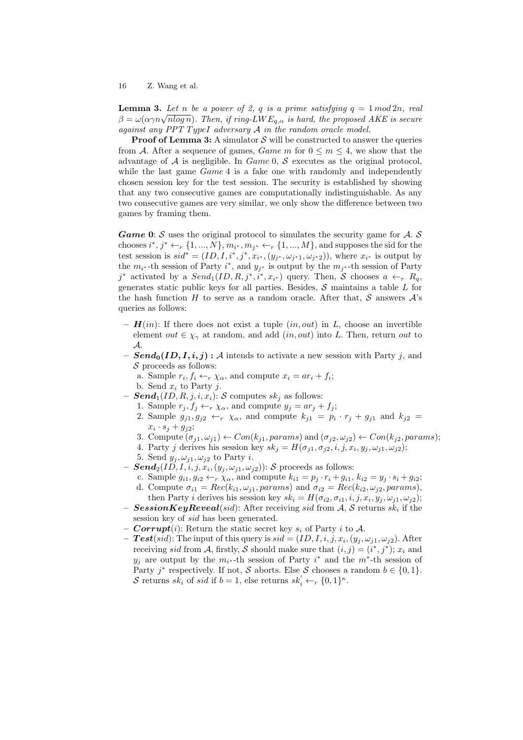**Lemma 3.** *Let $n$ be a power of 2, $q$ is a prime satisfying $q = 1 \, mod \, 2n$, real $\beta = \omega(\alpha\gamma n\sqrt{nlog\, n})$. Then, if ring-$LWE_{q,\alpha}$ is hard, the proposed AKE is secure against any PPT TypeI adversary $\mathcal{A}$ in the random oracle model.*

**Proof of Lemma 3:** A simulator $\mathcal{S}$ will be constructed to answer the queries from $\mathcal{A}$. After a sequence of games, *Game* $m$ for $0 \leq m \leq 4$, we show that the advantage of $\mathcal{A}$ is negligible. In *Game* 0, $\mathcal{S}$ executes as the original protocol, while the last game *Game* 4 is a fake one with randomly and independently chosen session key for the test session. The security is established by showing that any two consecutive games are computationally indistinguishable. As any two consecutive games are very similar, we only show the difference between two games by framing them.

***Game* 0**: $\mathcal{S}$ uses the original protocol to simulates the security game for $\mathcal{A}$. $\mathcal{S}$ chooses $i^*, j^* \leftarrow_r \{1, ..., N\}, m_{i^*}, m_{j^*} \leftarrow_r \{1, ..., M\}$, and supposes the sid for the test session is $sid^* = (ID, I, i^*, j^*, x_{i^*}, (y_{j^*}, \omega_{j^*1}, \omega_{j^*2}))$, where $x_{i^*}$ is output by the $m_{i^*}$-th session of Party $i^*$, and $y_{j^*}$ is output by the $m_{j^*}$-th session of Party $j^*$ activated by a $Send_1(ID, R, j^*, i^*, x_{i^*})$ query. Then, $\mathcal{S}$ chooses $a \leftarrow_r R_q$, generates static public keys for all parties. Besides, $\mathcal{S}$ maintains a table $L$ for the hash function $H$ to serve as a random oracle. After that, $\mathcal{S}$ answers $\mathcal{A}$'s queries as follows:

- $\boldsymbol{H}(in)$: If there does not exist a tuple $(in, out)$ in $L$, choose an invertible element $out \in \chi_\gamma$ at random, and add $(in, out)$ into $L$. Then, return $out$ to $\mathcal{A}$.
- $\boldsymbol{Send_0(ID, I, i, j)}$ **:** $\mathcal{A}$ intends to activate a new session with Party $j$, and $\mathcal{S}$ proceeds as follows:
  a. Sample $r_i, f_i \leftarrow_r \chi_\alpha$, and compute $x_i = ar_i + f_i$;
  b. Send $x_i$ to Party $j$.
- $\boldsymbol{Send_1}(ID, R, j, i, x_i)$: $\mathcal{S}$ computes $sk_j$ as follows:
  1. Sample $r_j, f_j \leftarrow_r \chi_\alpha$, and compute $y_j = ar_j + f_j$;
  2. Sample $g_{j1}, g_{j2} \leftarrow_r \chi_\alpha$, and compute $k_{j1} = p_i \cdot r_j + g_{j1}$ and $k_{j2} = x_i \cdot s_j + g_{j2}$;
  3. Compute $(\sigma_{j1}, \omega_{j1}) \leftarrow Con(k_{j1}, params)$ and $(\sigma_{j2}, \omega_{j2}) \leftarrow Con(k_{j2}, params)$;
  4. Party $j$ derives his session key $sk_j = H(\sigma_{j1}, \sigma_{j2}, i, j, x_i, y_j, \omega_{j1}, \omega_{j2})$;
  5. Send $y_j, \omega_{j1}, \omega_{j2}$ to Party $i$.
- $\boldsymbol{Send_2}(ID, I, i, j, x_i, (y_j, \omega_{j1}, \omega_{j2}))$: $\mathcal{S}$ proceeds as follows:
  c. Sample $g_{i1}, g_{i2} \leftarrow_r \chi_\alpha$, and compute $k_{i1} = p_j \cdot r_i + g_{i1}$, $k_{i2} = y_j \cdot s_i + g_{i2}$;
  d. Compute $\sigma_{i1} = Rec(k_{i1}, \omega_{j1}, params)$ and $\sigma_{i2} = Rec(k_{i2}, \omega_{j2}, params)$, then Party $i$ derives his session key $sk_i = H(\sigma_{i2}, \sigma_{i1}, i, j, x_i, y_j, \omega_{j1}, \omega_{j2})$;
- $\boldsymbol{SessionKeyReveal}(sid)$: After receiving $sid$ from $\mathcal{A}$, $\mathcal{S}$ returns $sk_i$ if the session key of $sid$ has been generated.
- $\boldsymbol{Corrupt}(i)$: Return the static secret key $s_i$ of Party $i$ to $\mathcal{A}$.
- $\boldsymbol{Test}(sid)$: The input of this query is $sid = (ID, I, i, j, x_i, (y_j, \omega_{j1}, \omega_{j2})$. After receiving $sid$ from $\mathcal{A}$, firstly, $\mathcal{S}$ should make sure that $(i, j) = (i^*, j^*)$; $x_i$ and $y_j$ are output by the $m_{i^*}$-th session of Party $i^*$ and the $m^*$-th session of Party $j^*$ respectively. If not, $\mathcal{S}$ aborts. Else $\mathcal{S}$ chooses a random $b \in \{0, 1\}$. $\mathcal{S}$ returns $sk_i$ of $sid$ if $b = 1$, else returns $sk_i^{'} \leftarrow_r \{0, 1\}^\kappa$.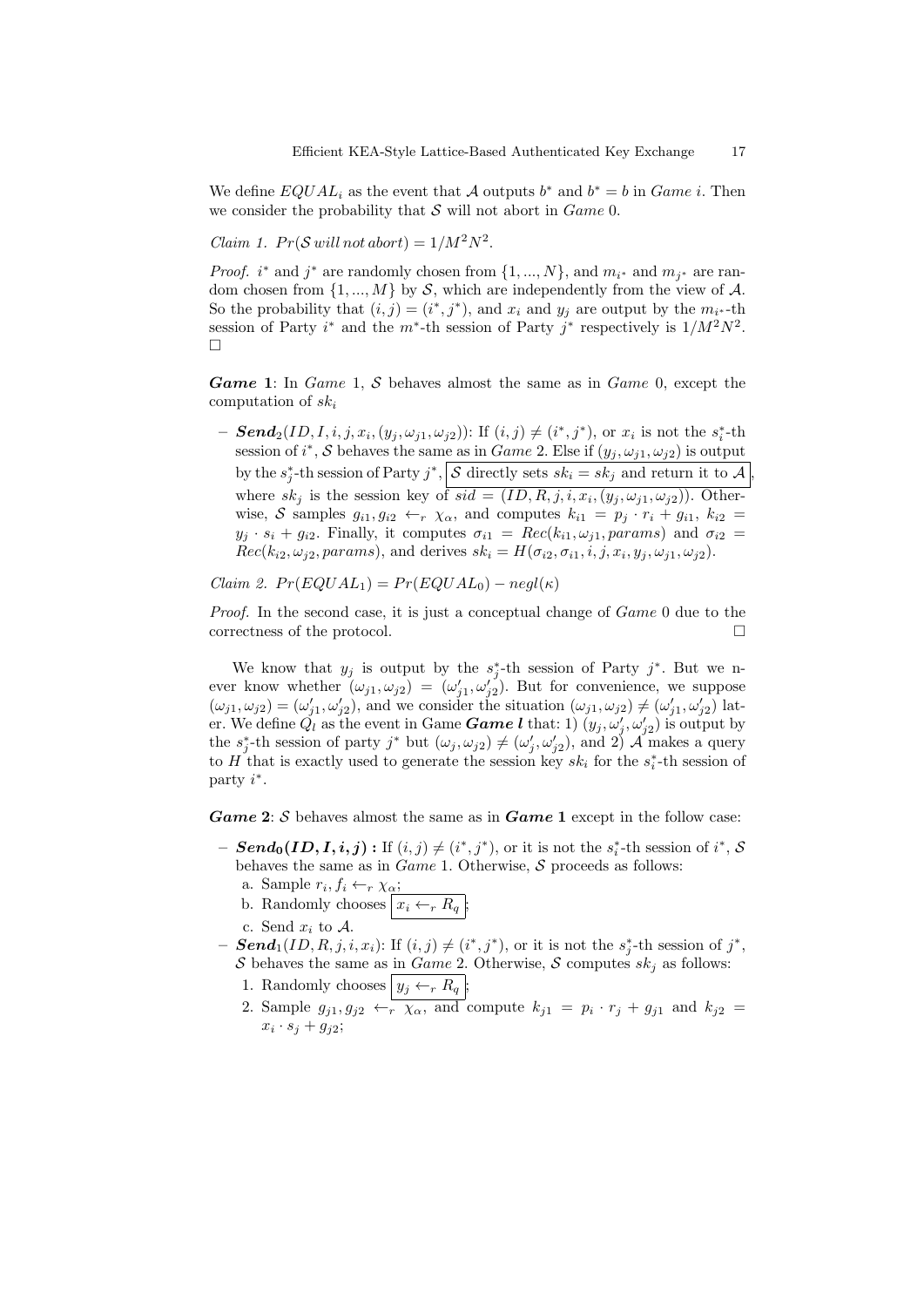We define $EQUAL_i$ as the event that $\mathcal{A}$ outputs $b^*$ and $b^* = b$ in *Game i*. Then we consider the probability that $\mathcal{S}$ will not abort in *Game* 0.

*Claim 1.* $Pr(\mathcal{S}\, will\, not\, abort) = 1/M^2N^2$.

*Proof.* $i^*$ and $j^*$ are randomly chosen from $\{1, ..., N\}$, and $m_{i^*}$ and $m_{j^*}$ are random chosen from $\{1, ..., M\}$ by $\mathcal{S}$, which are independently from the view of $\mathcal{A}$. So the probability that $(i, j) = (i^*, j^*)$, and $x_i$ and $y_j$ are output by the $m_{i^*}$-th session of Party $i^*$ and the $m^*$-th session of Party $j^*$ respectively is $1/M^2N^2$. □

***Game* 1**: In *Game* 1, $\mathcal{S}$ behaves almost the same as in *Game* 0, except the computation of $sk_i$

– $\boldsymbol{Send}_2(ID, I, i, j, x_i, (y_j, \omega_{j1}, \omega_{j2}))$: If $(i, j) \neq (i^*, j^*)$, or $x_i$ is not the $s_i^*$-th session of $i^*$, $\mathcal{S}$ behaves the same as in *Game* 2. Else if $(y_j, \omega_{j1}, \omega_{j2})$ is output by the $s_j^*$-th session of Party $j^*$, $\boxed{\mathcal{S} \text{ directly sets } sk_i = sk_j \text{ and return it to } \mathcal{A}}$, where $sk_j$ is the session key of $sid = (ID, R, j, i, x_i, (y_j, \omega_{j1}, \omega_{j2}))$. Otherwise, $\mathcal{S}$ samples $g_{i1}, g_{i2} \leftarrow_r \chi_\alpha$, and computes $k_{i1} = p_j \cdot r_i + g_{i1}$, $k_{i2} = y_j \cdot s_i + g_{i2}$. Finally, it computes $\sigma_{i1} = Rec(k_{i1}, \omega_{j1}, params)$ and $\sigma_{i2} = Rec(k_{i2}, \omega_{j2}, params)$, and derives $sk_i = H(\sigma_{i2}, \sigma_{i1}, i, j, x_i, y_j, \omega_{j1}, \omega_{j2})$.

*Claim 2.* $Pr(EQUAL_1) = Pr(EQUAL_0) - negl(\kappa)$

*Proof.* In the second case, it is just a conceptual change of *Game* 0 due to the correctness of the protocol. □

We know that $y_j$ is output by the $s_j^*$-th session of Party $j^*$. But we never know whether $(\omega_{j1}, \omega_{j2}) = (\omega'_{j1}, \omega'_{j2})$. But for convenience, we suppose $(\omega_{j1}, \omega_{j2}) = (\omega'_{j1}, \omega'_{j2})$, and we consider the situation $(\omega_{j1}, \omega_{j2}) \neq (\omega'_{j1}, \omega'_{j2})$ later. We define $Q_l$ as the event in Game ***Game l*** that: 1) $(y_j, \omega'_j, \omega'_{j2})$ is output by the $s_j^*$-th session of party $j^*$ but $(\omega_j, \omega_{j2}) \neq (\omega'_j, \omega'_{j2})$, and 2) $\mathcal{A}$ makes a query to $H$ that is exactly used to generate the session key $sk_i$ for the $s_i^*$-th session of party $i^*$.

***Game* 2**: $\mathcal{S}$ behaves almost the same as in ***Game* 1** except in the follow case:

– $\boldsymbol{Send_0(ID, I, i, j)}$ **:** If $(i, j) \neq (i^*, j^*)$, or it is not the $s_i^*$-th session of $i^*$, $\mathcal{S}$ behaves the same as in *Game* 1. Otherwise, $\mathcal{S}$ proceeds as follows:
  a. Sample $r_i, f_i \leftarrow_r \chi_\alpha$;
  b. Randomly chooses $\boxed{x_i \leftarrow_r R_q}$;
  c. Send $x_i$ to $\mathcal{A}$.

– $\boldsymbol{Send}_1(ID, R, j, i, x_i)$: If $(i, j) \neq (i^*, j^*)$, or it is not the $s_j^*$-th session of $j^*$, $\mathcal{S}$ behaves the same as in *Game* 2. Otherwise, $\mathcal{S}$ computes $sk_j$ as follows:
  1. Randomly chooses $\boxed{y_j \leftarrow_r R_q}$;
  2. Sample $g_{j1}, g_{j2} \leftarrow_r \chi_\alpha$, and compute $k_{j1} = p_i \cdot r_j + g_{j1}$ and $k_{j2} = x_i \cdot s_j + g_{j2}$;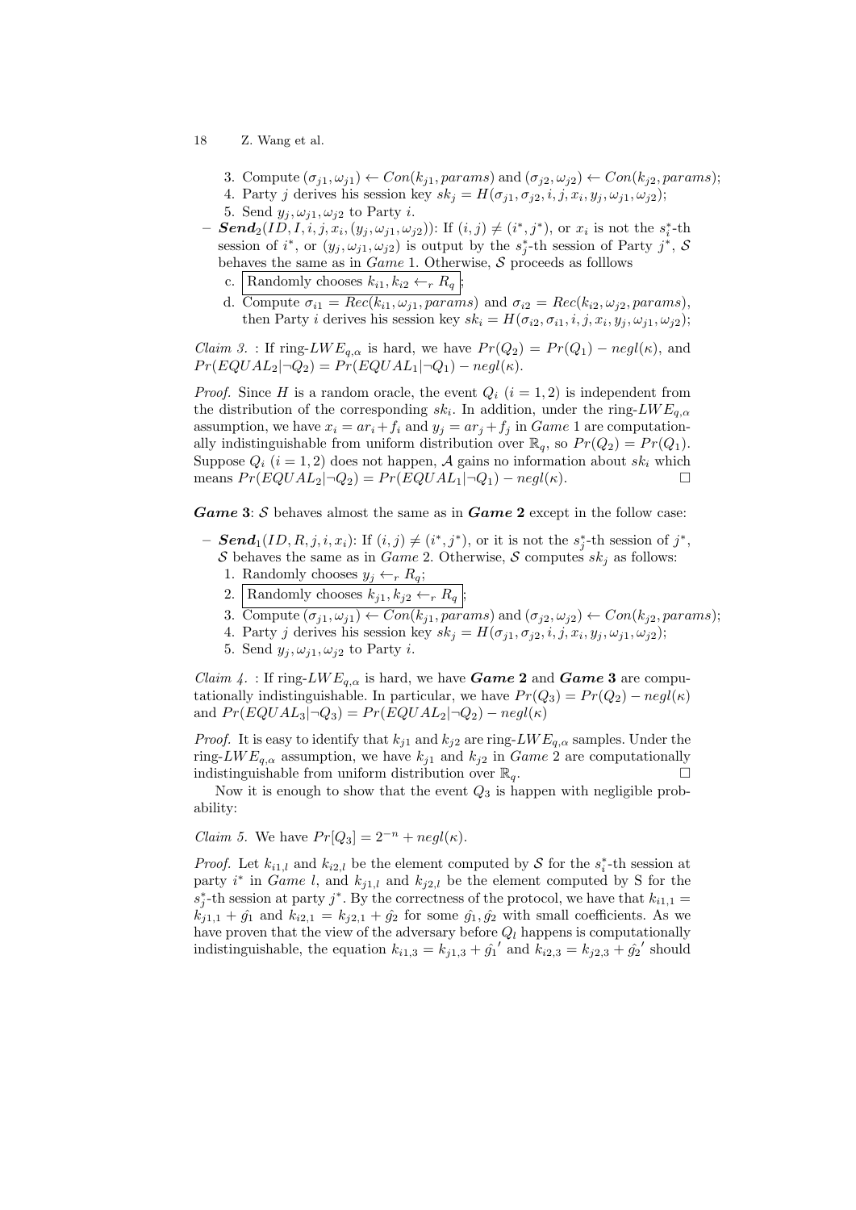3. Compute $(\sigma_{j1}, \omega_{j1}) \leftarrow Con(k_{j1}, params)$ and $(\sigma_{j2}, \omega_{j2}) \leftarrow Con(k_{j2}, params)$;
4. Party $j$ derives his session key $sk_j = H(\sigma_{j1}, \sigma_{j2}, i, j, x_i, y_j, \omega_{j1}, \omega_{j2})$;
5. Send $y_j, \omega_{j1}, \omega_{j2}$ to Party $i$.

– ***Send***$_2(ID, I, i, j, x_i, (y_j, \omega_{j1}, \omega_{j2}))$: If $(i, j) \neq (i^*, j^*)$, or $x_i$ is not the $s_i^*$-th session of $i^*$, or $(y_j, \omega_{j1}, \omega_{j2})$ is output by the $s_j^*$-th session of Party $j^*$, $\mathcal{S}$ behaves the same as in *Game* 1. Otherwise, $\mathcal{S}$ proceeds as folllows

   c. Randomly chooses $k_{i1}, k_{i2} \leftarrow_r R_q$;
   d. Compute $\sigma_{i1} = Rec(k_{i1}, \omega_{j1}, params)$ and $\sigma_{i2} = Rec(k_{i2}, \omega_{j2}, params)$, then Party $i$ derives his session key $sk_i = H(\sigma_{i2}, \sigma_{i1}, i, j, x_i, y_j, \omega_{j1}, \omega_{j2})$;

*Claim 3.* : If ring-$LWE_{q,\alpha}$ is hard, we have $Pr(Q_2) = Pr(Q_1) - negl(\kappa)$, and $Pr(EQUAL_2|\neg Q_2) = Pr(EQUAL_1|\neg Q_1) - negl(\kappa)$.

*Proof.* Since $H$ is a random oracle, the event $Q_i$ $(i = 1, 2)$ is independent from the distribution of the corresponding $sk_i$. In addition, under the ring-$LWE_{q,\alpha}$ assumption, we have $x_i = ar_i + f_i$ and $y_j = ar_j + f_j$ in *Game* 1 are computationally indistinguishable from uniform distribution over $\mathbb{R}_q$, so $Pr(Q_2) = Pr(Q_1)$. Suppose $Q_i$ $(i = 1, 2)$ does not happen, $\mathcal{A}$ gains no information about $sk_i$ which means $Pr(EQUAL_2|\neg Q_2) = Pr(EQUAL_1|\neg Q_1) - negl(\kappa)$. □

***Game* 3**: $\mathcal{S}$ behaves almost the same as in ***Game* 2** except in the follow case:

– ***Send***$_1(ID, R, j, i, x_i)$: If $(i, j) \neq (i^*, j^*)$, or it is not the $s_j^*$-th session of $j^*$, $\mathcal{S}$ behaves the same as in *Game* 2. Otherwise, $\mathcal{S}$ computes $sk_j$ as follows:
   1. Randomly chooses $y_j \leftarrow_r R_q$;
   2. Randomly chooses $k_{j1}, k_{j2} \leftarrow_r R_q$;
   3. Compute $(\sigma_{j1}, \omega_{j1}) \leftarrow Con(k_{j1}, params)$ and $(\sigma_{j2}, \omega_{j2}) \leftarrow Con(k_{j2}, params)$;
   4. Party $j$ derives his session key $sk_j = H(\sigma_{j1}, \sigma_{j2}, i, j, x_i, y_j, \omega_{j1}, \omega_{j2})$;
   5. Send $y_j, \omega_{j1}, \omega_{j2}$ to Party $i$.

*Claim 4.* : If ring-$LWE_{q,\alpha}$ is hard, we have ***Game* 2** and ***Game* 3** are computationally indistinguishable. In particular, we have $Pr(Q_3) = Pr(Q_2) - negl(\kappa)$ and $Pr(EQUAL_3|\neg Q_3) = Pr(EQUAL_2|\neg Q_2) - negl(\kappa)$

*Proof.* It is easy to identify that $k_{j1}$ and $k_{j2}$ are ring-$LWE_{q,\alpha}$ samples. Under the ring-$LWE_{q,\alpha}$ assumption, we have $k_{j1}$ and $k_{j2}$ in *Game* 2 are computationally indistinguishable from uniform distribution over $\mathbb{R}_q$. □

Now it is enough to show that the event $Q_3$ is happen with negligible probability:

*Claim 5.* We have $Pr[Q_3] = 2^{-n} + negl(\kappa)$.

*Proof.* Let $k_{i1,l}$ and $k_{i2,l}$ be the element computed by $\mathcal{S}$ for the $s_i^*$-th session at party $i^*$ in *Game* $l$, and $k_{j1,l}$ and $k_{j2,l}$ be the element computed by S for the $s_j^*$-th session at party $j^*$. By the correctness of the protocol, we have that $k_{i1,1} = k_{j1,1} + \hat{g_1}$ and $k_{i2,1} = k_{j2,1} + \hat{g_2}$ for some $\hat{g_1}, \hat{g_2}$ with small coefficients. As we have proven that the view of the adversary before $Q_l$ happens is computationally indistinguishable, the equation $k_{i1,3} = k_{j1,3} + \hat{g_1}'$ and $k_{i2,3} = k_{j2,3} + \hat{g_2}'$ should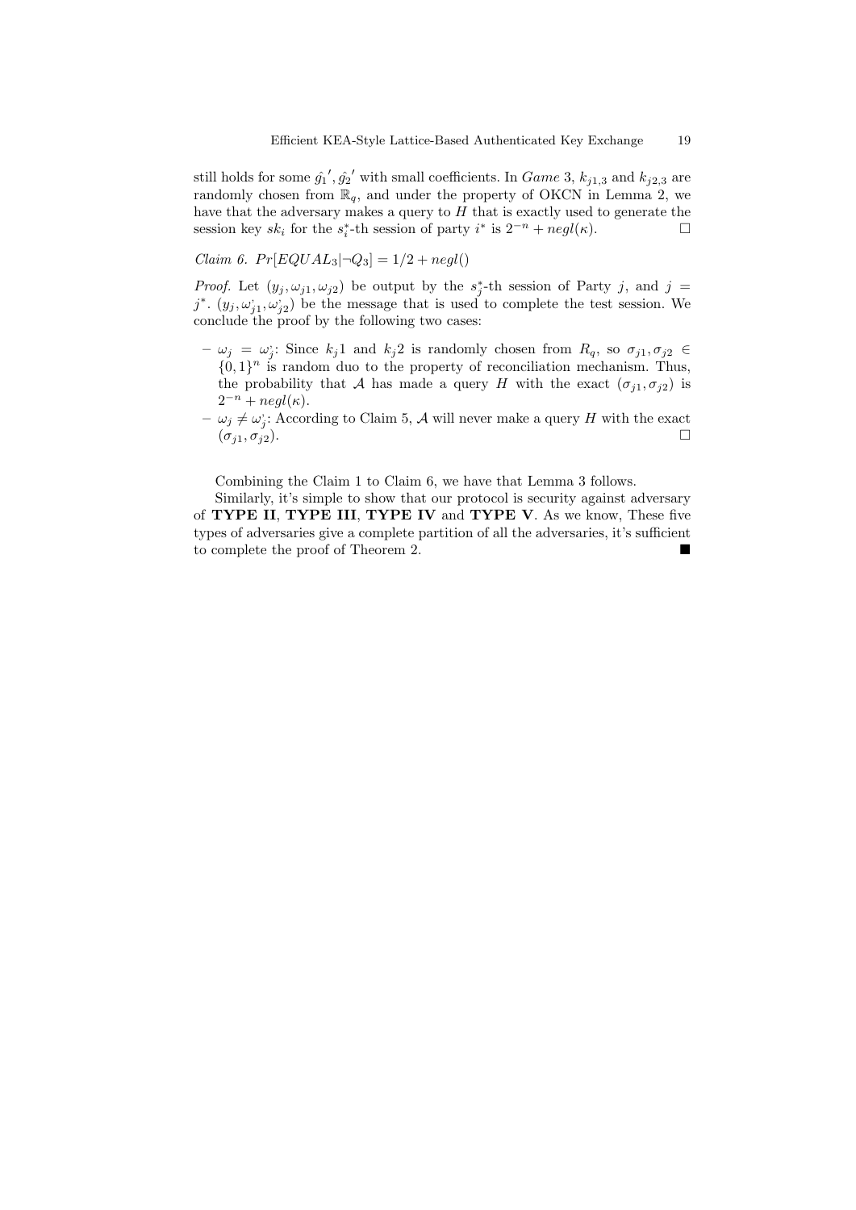still holds for some $\hat{g_1}', \hat{g_2}'$ with small coefficients. In *Game* 3, $k_{j1,3}$ and $k_{j2,3}$ are randomly chosen from $\mathbb{R}_q$, and under the property of OKCN in Lemma 2, we have that the adversary makes a query to $H$ that is exactly used to generate the session key $sk_i$ for the $s_i^*$-th session of party $i^*$ is $2^{-n} + negl(\kappa)$. □

*Claim 6.* $Pr[EQUAL_3 | \neg Q_3] = 1/2 + negl()$

*Proof.* Let $(y_j, \omega_{j1}, \omega_{j2})$ be output by the $s_j^*$-th session of Party $j$, and $j = j^*$. $(y_j, \omega_{j1}^{`}, \omega_{j2}^{`})$ be the message that is used to complete the test session. We conclude the proof by the following two cases:

- $\omega_j = \omega_j^{`}$: Since $k_j1$ and $k_j2$ is randomly chosen from $R_q$, so $\sigma_{j1}, \sigma_{j2} \in \{0,1\}^n$ is random duo to the property of reconciliation mechanism. Thus, the probability that $\mathcal{A}$ has made a query $H$ with the exact $(\sigma_{j1}, \sigma_{j2})$ is $2^{-n} + negl(\kappa)$.
- $\omega_j \neq \omega_j^{`}$: According to Claim 5, $\mathcal{A}$ will never make a query $H$ with the exact $(\sigma_{j1}, \sigma_{j2})$. □

Combining the Claim 1 to Claim 6, we have that Lemma 3 follows.

Similarly, it's simple to show that our protocol is security against adversary of **TYPE II**, **TYPE III**, **TYPE IV** and **TYPE V**. As we know, These five types of adversaries give a complete partition of all the adversaries, it's sufficient to complete the proof of Theorem 2. ■